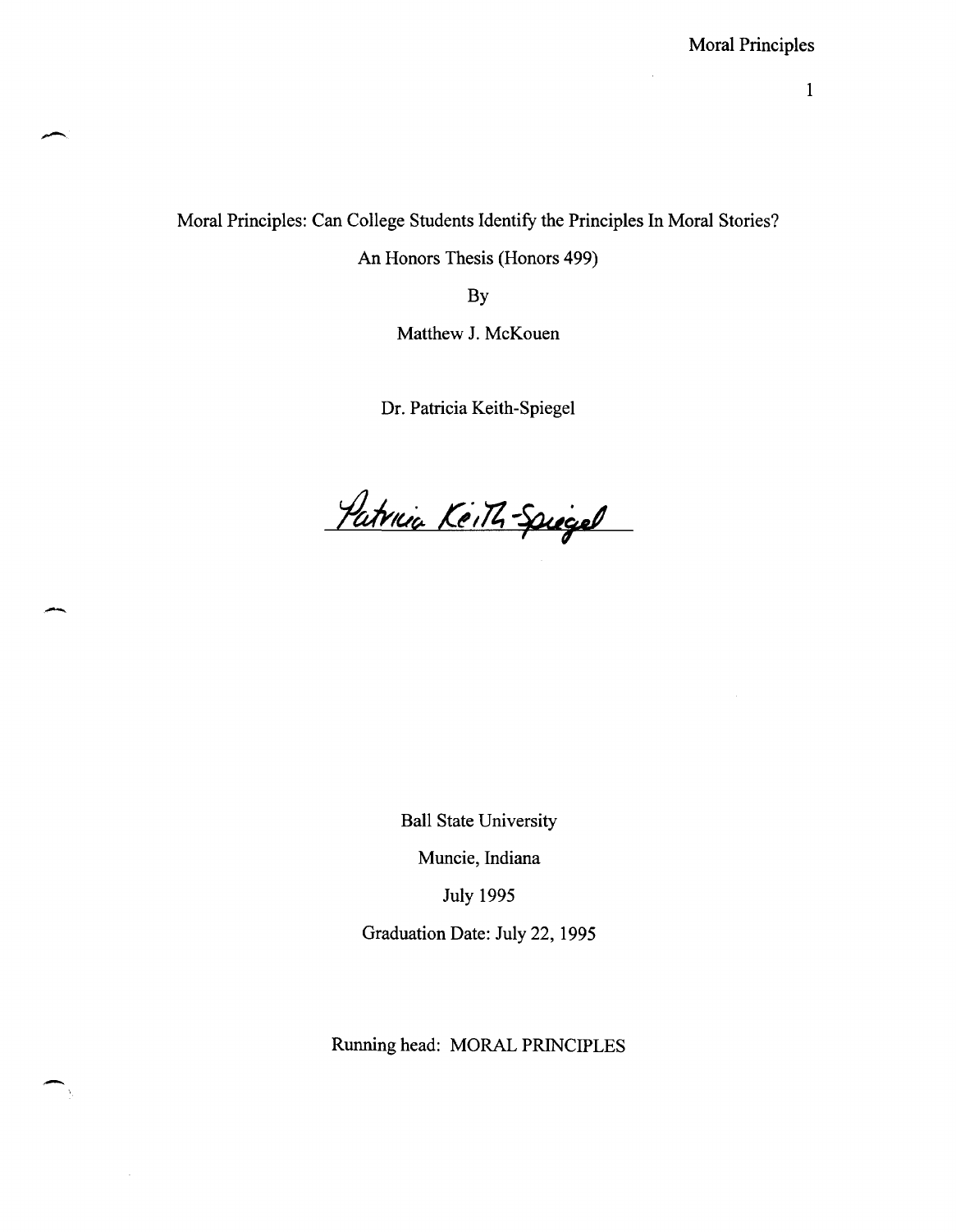# Moral Principles: Can College Students Identify the Principles In Moral Stories?

An Honors Thesis (Honors 499)

By

Matthew J. McKouen

Dr. Patricia Keith-Spiegel

Patricia Keith-Spiegel

Ball State University

Muncie, Indiana

July 1995

Graduation Date: July 22, 1995

Running head: MORAL PRINCIPLES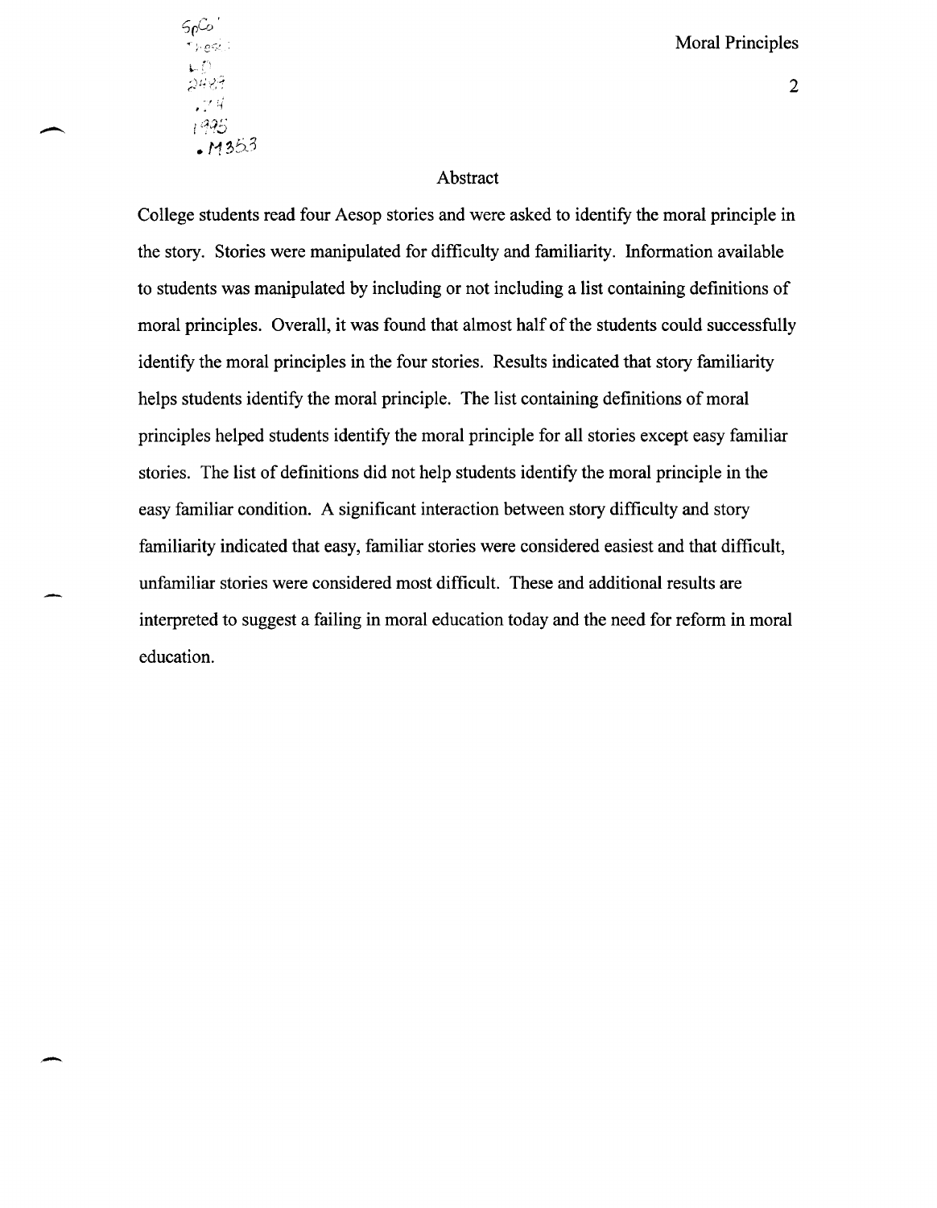## Abstract

College students read four Aesop stories and were asked to identify the moral principle in the story. Stories were manipulated for difficulty and familiarity. Information available to students was manipulated by including or not including a list containing definitions of moral principles. Overall, it was found that almost half of the students could successfully identify the moral principles in the four stories. Results indicated that story familiarity helps students identify the moral principle. The list containing definitions of moral principles helped students identify the moral principle for all stories except easy familiar stories. The list of definitions did not help students identify the moral principle in the easy familiar condition. A significant interaction between story difficulty and story familiarity indicated that easy, familiar stories were considered easiest and that difficult, unfamiliar stories were considered most difficult. These and additional results are interpreted to suggest a failing in moral education today and the need for reform in moral education.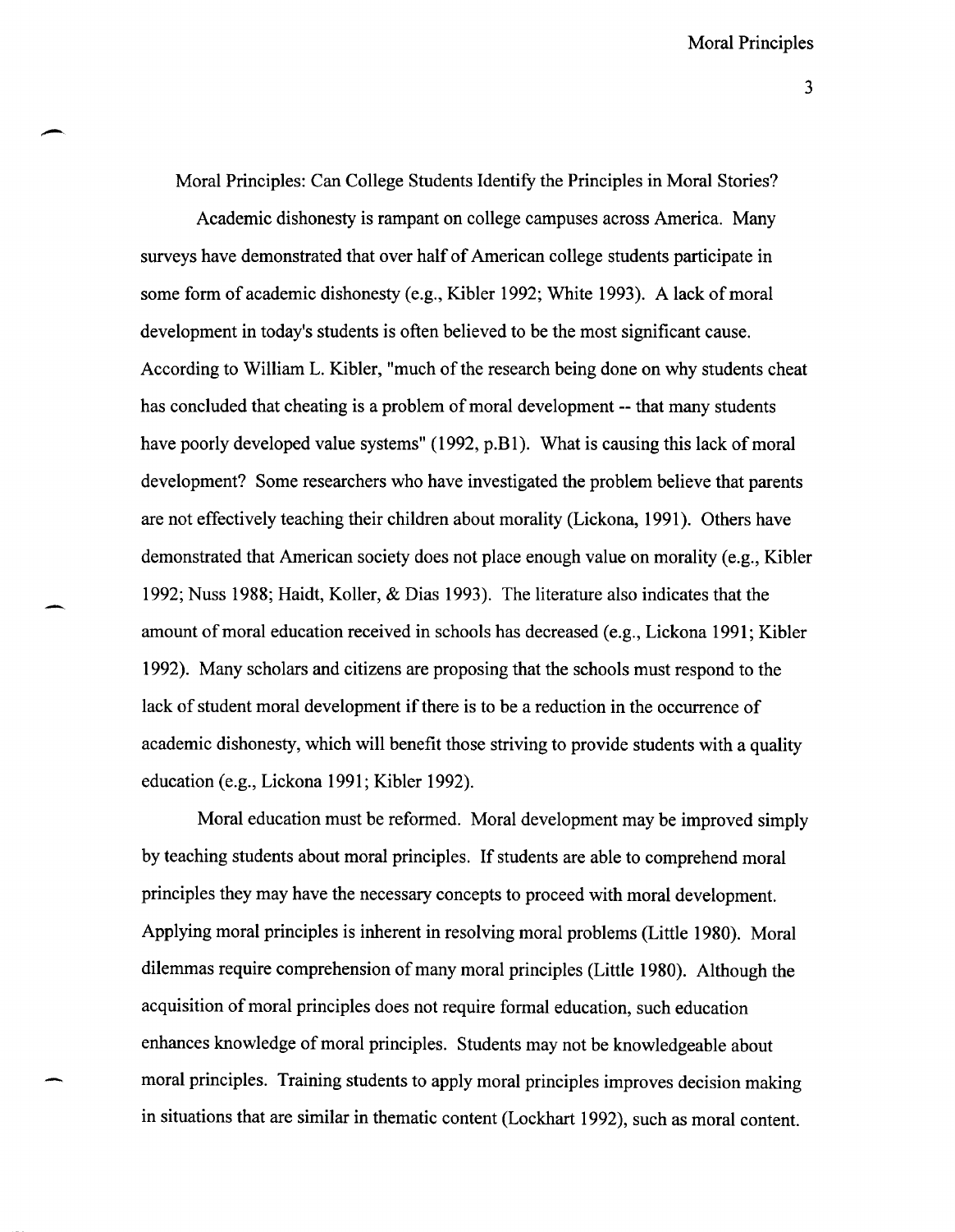# Moral Principles: Can College Students Identify the Principles in Moral Stories?

Academic dishonesty is rampant on college campuses across America. Many surveys have demonstrated that over half of American college students participate in some form of academic dishonesty (e.g., Kibler 1992; White 1993). A lack of moral development in today's students is often believed to be the most significant cause. According to William L. Kibler, "much of the research being done on why students cheat has concluded that cheating is a problem of moral development -- that many students have poorly developed value systems" (1992, p.B1). What is causing this lack of moral development? Some researchers who have investigated the problem believe that parents are not effectively teaching their children about morality (Lickona, 1991). Others have demonstrated that American society does not place enough value on morality (e.g., Kibler 1992; Nuss 1988; Haidt, Koller, & Dias 1993). The literature also indicates that the amount of moral education received in schools has decreased (e.g., Lickona 1991; Kibler 1992). Many scholars and citizens are proposing that the schools must respond to the lack of student moral development if there is to be a reduction in the occurrence of academic dishonesty, which will benefit those striving to provide students with a quality education (e.g., Lickona 1991; Kibler 1992).

Moral education must be reformed. Moral development may be improved simply by teaching students about moral principles. If students are able to comprehend moral principles they may have the necessary concepts to proceed with moral development. Applying moral principles is inherent in resolving moral problems (Little 1980). Moral dilemmas require comprehension of many moral principles (Little 1980). Although the acquisition of moral principles does not require formal education, such education enhances knowledge of moral principles. Students may not be knowledgeable about moral principles. Training students to apply moral principles improves decision making in situations that are similar in thematic content (Lockhart 1992), such as moral content.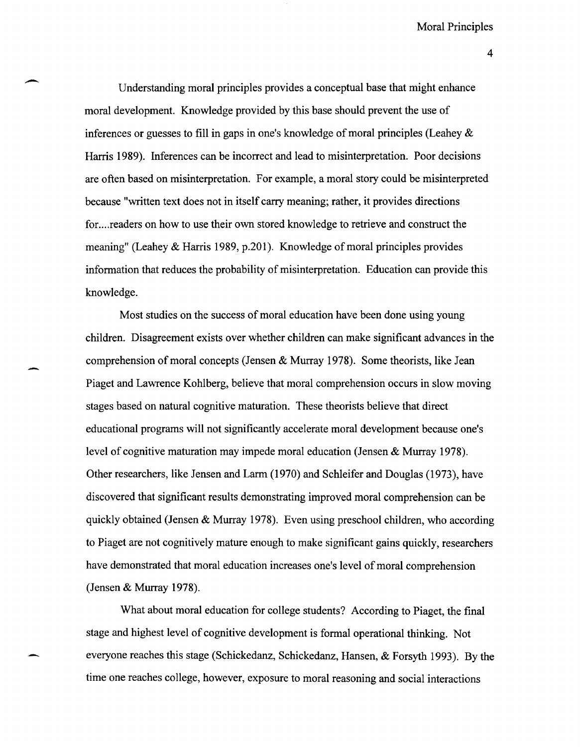Understanding moral principles provides a conceptual base that might enhance moral development. Knowledge provided by this base should prevent the use of inferences or guesses to fill in gaps in one's knowledge of moral principles (Leahey & Harris 1989). Inferences can be incorrect and lead to misinterpretation. Poor decisions are often based on misinterpretation. For example, a moral story could be misinterpreted because "written text does not in itself carry meaning; rather, it provides directions for....readers on how to use their own stored knowledge to retrieve and construct the meaning" (Leahey & Harris 1989, p.201). Knowledge of moral principles provides information that reduces the probability of misinterpretation. Education can provide this knowledge.

Most studies on the success of moral education have been done using young children. Disagreement exists over whether children can make significant advances in the comprehension of moral concepts (Jensen & Murray 1978). Some theorists, like Jean Piaget and Lawrence Kohlberg, believe that moral comprehension occurs in slow moving stages based on natural cognitive maturation. These theorists believe that direct educational programs will not significantly accelerate moral development because one's level of cognitive maturation may impede moral education (Jensen & Murray 1978). Other researchers, like Jensen and Larm (1970) and Schleifer and Douglas (1973), have discovered that significant results demonstrating improved moral comprehension can be quickly obtained (Jensen & Murray 1978). Even using preschool children, who according to Piaget are not cognitively mature enough to make significant gains quickly, researchers have demonstrated that moral education increases one's level of moral comprehension (Jensen & Murray 1978).

What about moral education for college students? According to Piaget, the final stage and highest level of cognitive development is formal operational thinking. Not everyone reaches this stage (Schickedanz, Schickedanz, Hansen, & Forsyth 1993). By the time one reaches college, however, exposure to moral reasoning and social interactions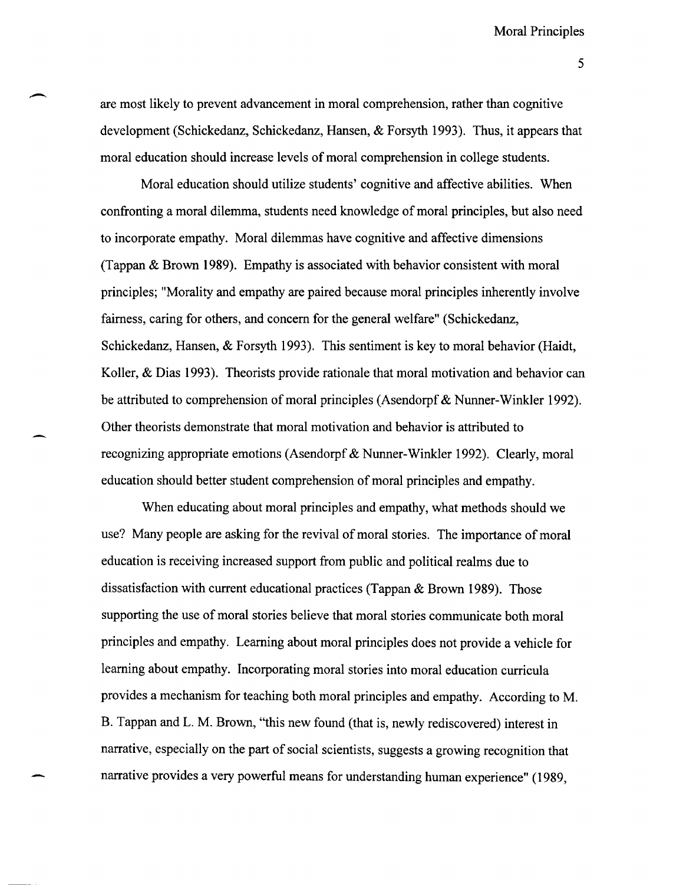are most likely to prevent advancement in moral comprehension, rather than cognitive development (Schickedanz, Schickedanz, Hansen, & Forsyth 1993). Thus, it appears that moral education should increase levels of moral comprehension in college students.

Moral education should utilize students' cognitive and affective abilities. When confronting a moral dilemma, students need knowledge of moral principles, but also need to incorporate empathy. Moral dilemmas have cognitive and affective dimensions (Tappan & Brown 1989). Empathy is associated with behavior consistent with moral principles; "Morality and empathy are paired because moral principles inherently involve fairness, caring for others, and concern for the general welfare" (Schickedanz, Schickedanz, Hansen, & Forsyth 1993). This sentiment is key to moral behavior (Haidt, Koller, & Dias 1993). Theorists provide rationale that moral motivation and behavior can be attributed to comprehension of moral principles (Asendorpf & Nunner-Winkler 1992). Other theorists demonstrate that moral motivation and behavior is attributed to recognizing appropriate emotions (Asendorpf & Nunner-Winkler 1992). Clearly, moral education should better student comprehension of moral principles and empathy.

When educating about moral principles and empathy, what methods should we use? Many people are asking for the revival of moral stories. The importance of moral education is receiving increased support from public and political realms due to dissatisfaction with current educational practices (Tappan & Brown 1989). Those supporting the use of moral stories believe that moral stories communicate both moral principles and empathy. Learning about moral principles does not provide a vehicle for learning about empathy. Incorporating moral stories into moral education curricula provides a mechanism for teaching both moral principles and empathy. According to M. B. Tappan and L. M. Brown, "this new found (that is, newly rediscovered) interest in narrative, especially on the part of social scientists, suggests a growing recognition that narrative provides a very powerful means for understanding human experience" (1989,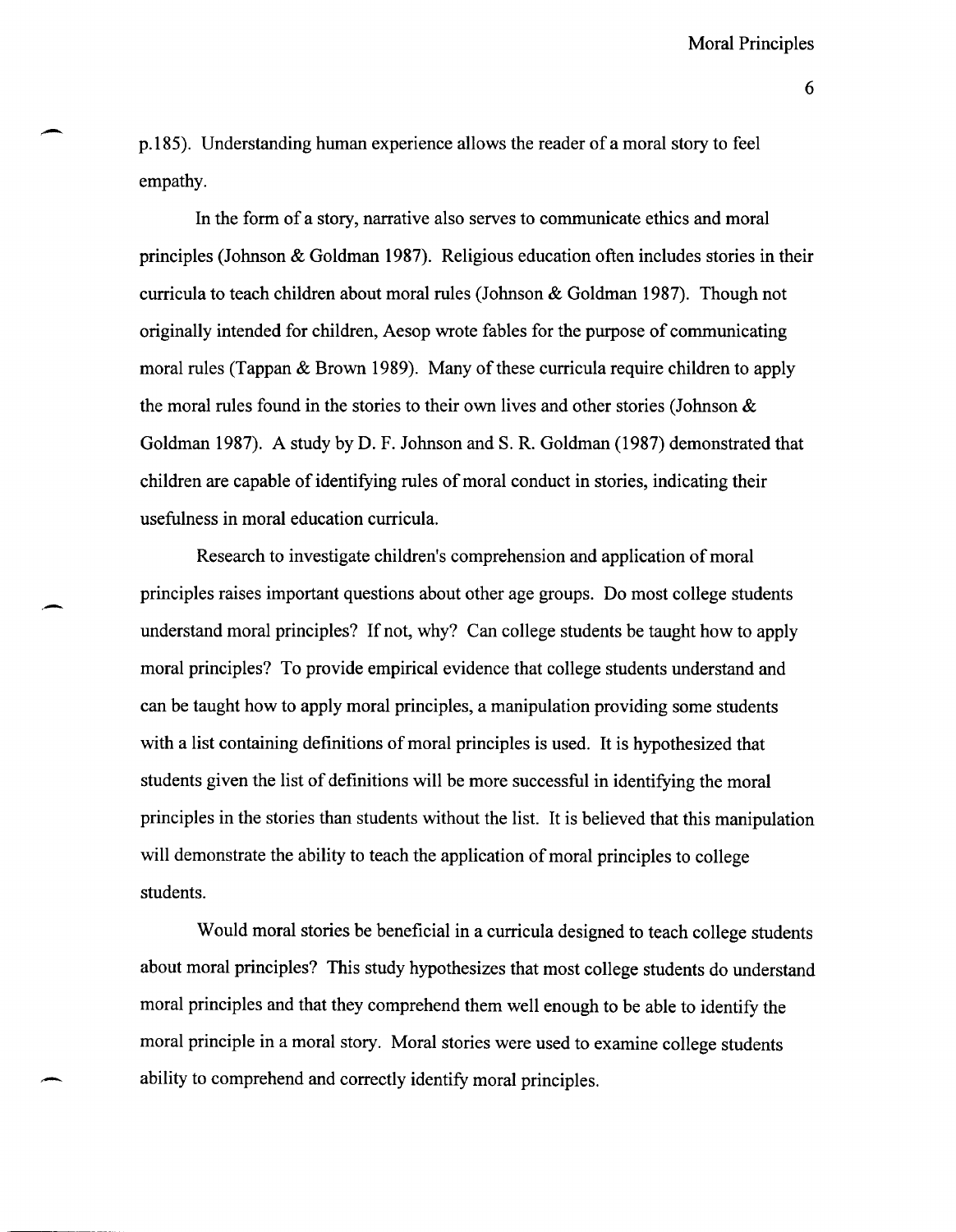p.185). Understanding human experience allows the reader of a moral story to feel empathy.

In the form of a story, narrative also serves to communicate ethics and moral principles (Johnson & Goldman 1987). Religious education often includes stories in their curricula to teach children about moral rules (Johnson & Goldman 1987). Though not originally intended for children, Aesop wrote fables for the purpose of communicating moral rules (Tappan & Brown 1989). Many of these curricula require children to apply the moral rules found in the stories to their own lives and other stories (Johnson & Goldman 1987). A study by D. F. Johnson and S. R. Goldman (1987) demonstrated that children are capable of identifying rules of moral conduct in stories, indicating their usefulness in moral education curricula.

Research to investigate children's comprehension and application of moral principles raises important questions about other age groups. Do most college students understand moral principles? If not, why? Can college students be taught how to apply moral principles? To provide empirical evidence that college students understand and can be taught how to apply moral principles, a manipulation providing some students with a list containing definitions of moral principles is used. It is hypothesized that students given the list of definitions will be more successful in identifying the moral principles in the stories than students without the list. It is believed that this manipulation will demonstrate the ability to teach the application of moral principles to college students.

Would moral stories be beneficial in a curricula designed to teach college students about moral principles? This study hypothesizes that most college students do understand moral principles and that they comprehend them well enough to be able to identify the moral principle in a moral story. Moral stories were used to examine college students ability to comprehend and correctly identify moral principles.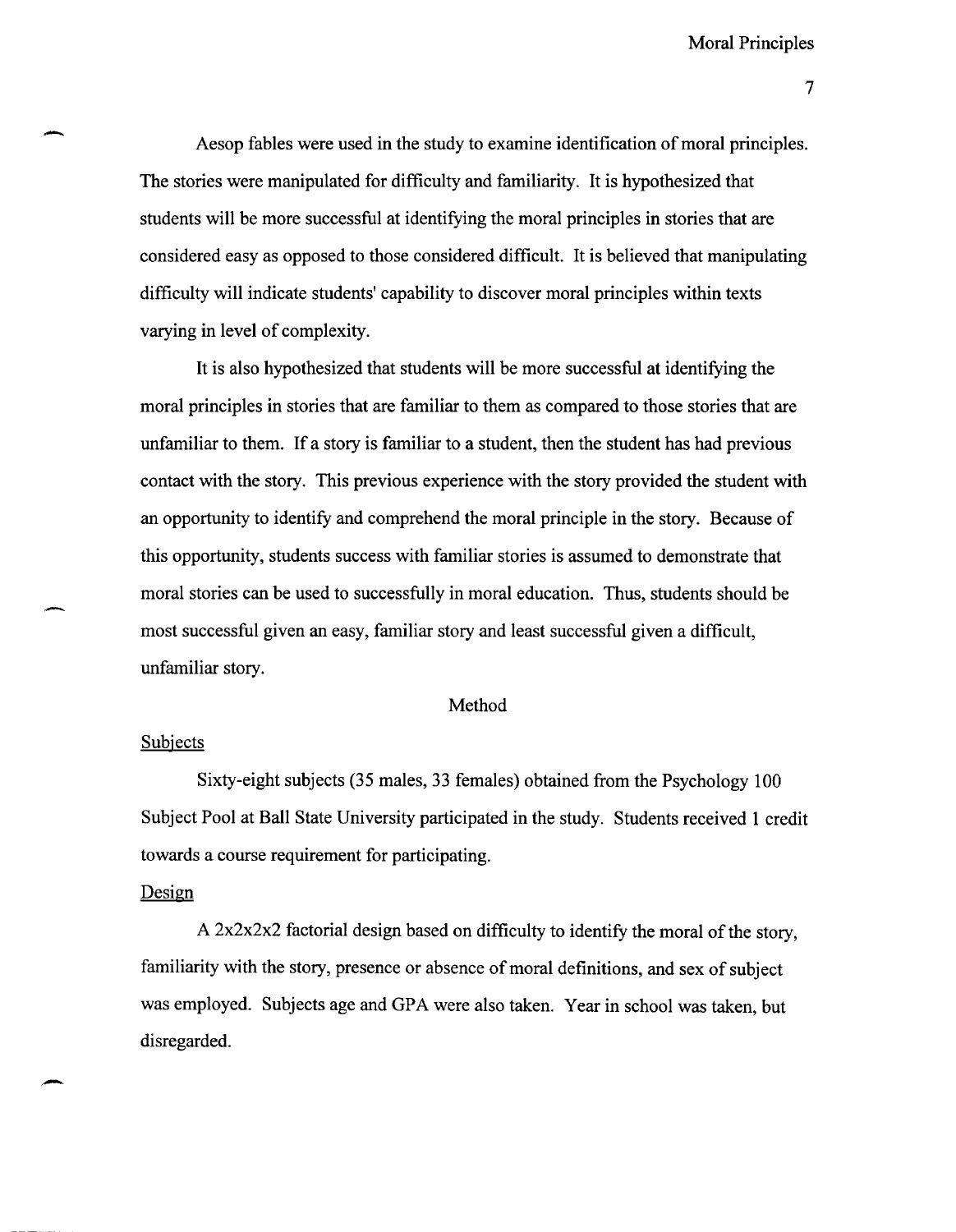Aesop fables were used in the study to examine identification of moral principles. The stories were manipulated for difficulty and familiarity. It is hypothesized that students will be more successful at identifying the moral principles in stories that are considered easy as opposed to those considered difficult. It is believed that manipulating difficulty will indicate students' capability to discover moral principles within texts varying in level of complexity.

It is also hypothesized that students will be more successful at identifying the moral principles in stories that are familiar to them as compared to those stories that are unfamiliar to them. If a story is familiar to a student, then the student has had previous contact with the story. This previous experience with the story provided the student with an opportunity to identify and comprehend the moral principle in the story. Because of this opportunity, students success with familiar stories is assumed to demonstrate that moral stories can be used to successfully in moral education. Thus, students should be most successful given an easy, familiar story and least successful given a difficult, unfamiliar story.

## Method

### Subjects

Sixty-eight subjects (35 males, 33 females) obtained from the Psychology 100 Subject Pool at Ball State University participated in the study. Students received 1 credit towards a course requirement for participating.

### Design

A 2x2x2x2 factorial design based on difficulty to identify the moral of the story, familiarity with the story, presence or absence of moral definitions, and sex of subject was employed. Subjects age and GPA were also taken. Year in school was taken, but disregarded.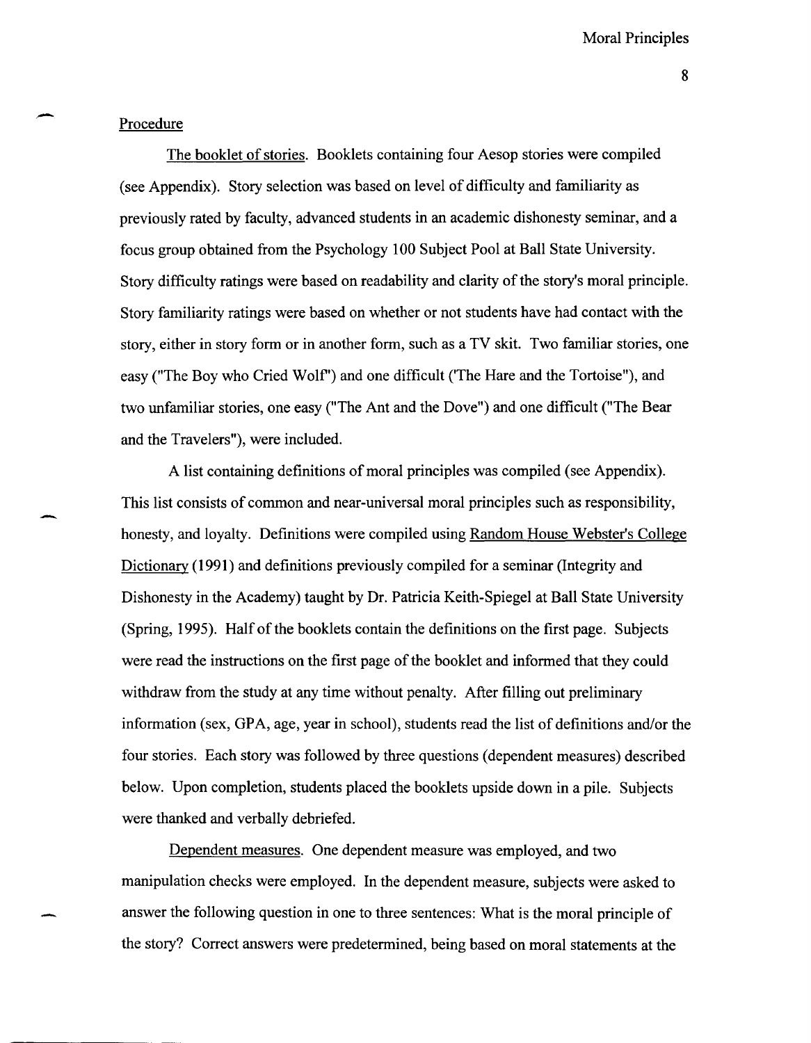## Procedure

The booklet of stories. Booklets containing four Aesop stories were compiled (see Appendix). Story selection was based on level of difficulty and familiarity as previously rated by faculty, advanced students in an academic dishonesty seminar, and a focus group obtained from the Psychology 100 Subject Pool at Ball State University. Story difficulty ratings were based on readability and clarity of the story's moral principle. Story familiarity ratings were based on whether or not students have had contact with the story, either in story form or in another form, such as a TV skit. Two familiar stories, one easy ("The Boy who Cried Wolf") and one difficult ('The Hare and the Tortoise"), and two unfamiliar stories, one easy ("The Ant and the Dove") and one difficult ("The Bear and the Travelers"), were included.

A list containing definitions of moral principles was compiled (see Appendix). This list consists of common and near-universal moral principles such as responsibility, honesty, and loyalty. Definitions were compiled using Random House Webster's College Dictionary (1991) and definitions previously compiled for a seminar (Integrity and Dishonesty in the Academy) taught by Dr. Patricia Keith-Spiegel at Ball State University (Spring, 1995). Half of the booklets contain the definitions on the first page. Subjects were read the instructions on the first page of the booklet and informed that they could withdraw from the study at any time without penalty. After filling out preliminary information (sex, GPA, age, year in school), students read the list of definitions and/or the four stories. Each story was followed by three questions (dependent measures) described below. Upon completion, students placed the booklets upside down in a pile. Subjects were thanked and verbally debriefed.

Dependent measures. One dependent measure was employed, and two manipulation checks were employed. In the dependent measure, subjects were asked to answer the following question in one to three sentences: What is the moral principle of the story? Correct answers were predetermined, being based on moral statements at the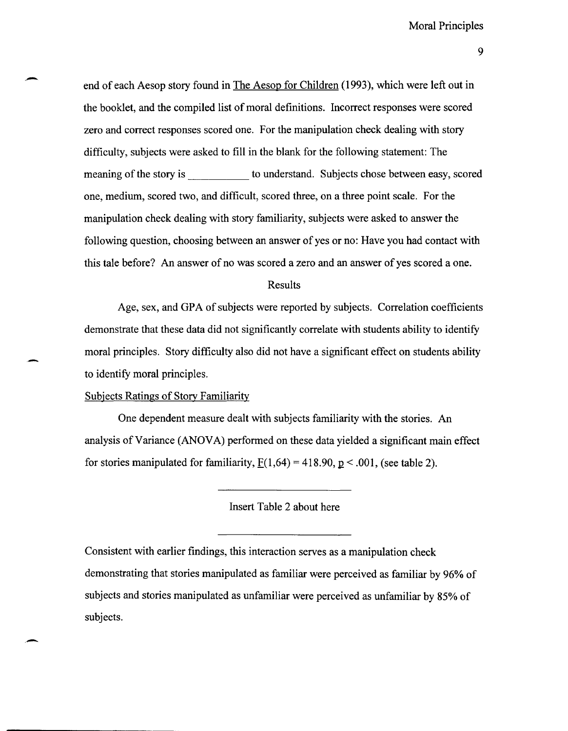end of each Aesop story found in The Aesop for Children (1993), which were left out in the booklet, and the compiled list of moral definitions. Incorrect responses were scored zero and correct responses scored one. For the manipulation check dealing with story difficulty, subjects were asked to fill in the blank for the following statement: The meaning of the story is __________ to understand. Subjects chose between easy, scored one, medium, scored two, and difficult, scored three, on a three point scale. For the manipulation check dealing with story familiarity, subjects were asked to answer the following question, choosing between an answer of yes or no: Have you had contact with this tale before? An answer of no was scored a zero and an answer of yes scored a one.

## Results

Age, sex, and GPA of subjects were reported by subjects. Correlation coefficients demonstrate that these data did not significantly correlate with students ability to identify moral principles. Story difficulty also did not have a significant effect on students ability to identify moral principles.

### Subjects Ratings of Story Familiarity

One dependent measure dealt with subjects familiarity with the stories. An analysis of Variance (ANOVA) performed on these data yielded a significant main effect for stories manipulated for familiarity, $F(1,64) = 418.90$, $p < .001$, (see table 2).

Insert Table 2 about here

Consistent with earlier findings, this interaction serves as a manipulation check demonstrating that stories manipulated as familiar were perceived as familiar by 96% of subjects and stories manipulated as unfamiliar were perceived as unfamiliar by 85% of subjects.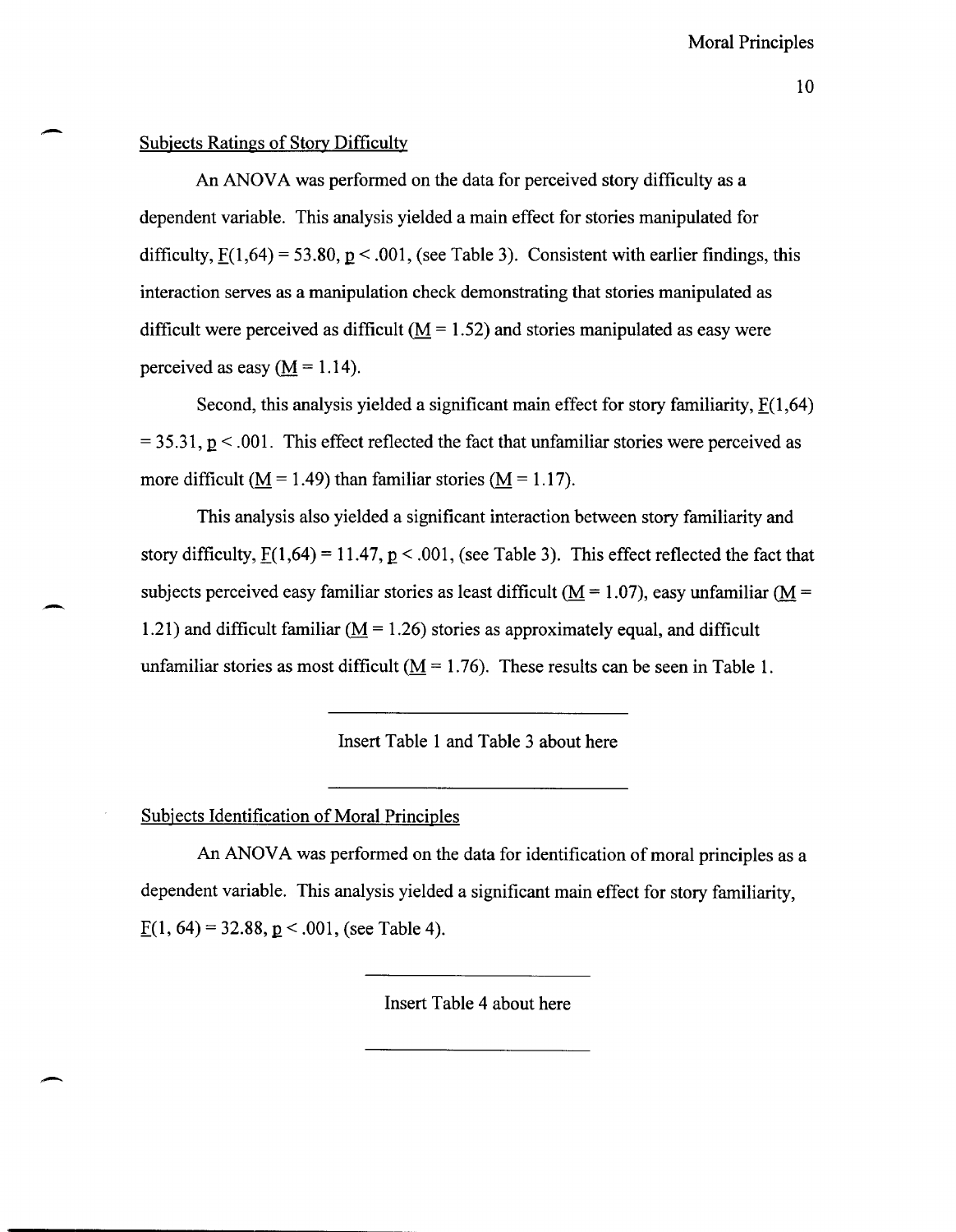## Subjects Ratings of Story Difficulty

An ANOVA was performed on the data for perceived story difficulty as a dependent variable. This analysis yielded a main effect for stories manipulated for difficulty, $F(1,64) = 53.80$, $p < .001$, (see Table 3). Consistent with earlier findings, this interaction serves as a manipulation check demonstrating that stories manipulated as difficult were perceived as difficult ($M = 1.52$) and stories manipulated as easy were perceived as easy ($M = 1.14$).

Second, this analysis yielded a significant main effect for story familiarity, $F(1,64) = 35.31$, $p < .001$. This effect reflected the fact that unfamiliar stories were perceived as more difficult ($M = 1.49$) than familiar stories ($M = 1.17$).

This analysis also yielded a significant interaction between story familiarity and story difficulty, $F(1,64) = 11.47$, $p < .001$, (see Table 3). This effect reflected the fact that subjects perceived easy familiar stories as least difficult ($M = 1.07$), easy unfamiliar ($M = 1.21$) and difficult familiar ($M = 1.26$) stories as approximately equal, and difficult unfamiliar stories as most difficult ($M = 1.76$). These results can be seen in Table 1.

Insert Table 1 and Table 3 about here

## Subjects Identification of Moral Principles

An ANOVA was performed on the data for identification of moral principles as a dependent variable. This analysis yielded a significant main effect for story familiarity, $F(1, 64) = 32.88$, $p < .001$, (see Table 4).

Insert Table 4 about here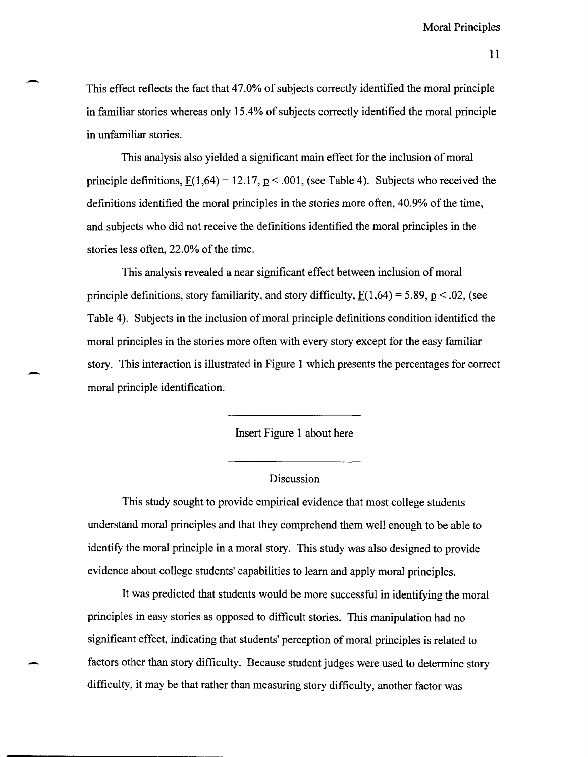This effect reflects the fact that 47.0% of subjects correctly identified the moral principle in familiar stories whereas only 15.4% of subjects correctly identified the moral principle in unfamiliar stories.

This analysis also yielded a significant main effect for the inclusion of moral principle definitions, $F(1,64) = 12.17$, $p < .001$, (see Table 4). Subjects who received the definitions identified the moral principles in the stories more often, 40.9% of the time, and subjects who did not receive the definitions identified the moral principles in the stories less often, 22.0% of the time.

This analysis revealed a near significant effect between inclusion of moral principle definitions, story familiarity, and story difficulty, $F(1,64) = 5.89$, $p < .02$, (see Table 4). Subjects in the inclusion of moral principle definitions condition identified the moral principles in the stories more often with every story except for the easy familiar story. This interaction is illustrated in Figure 1 which presents the percentages for correct moral principle identification.

Insert Figure 1 about here

## Discussion

This study sought to provide empirical evidence that most college students understand moral principles and that they comprehend them well enough to be able to identify the moral principle in a moral story. This study was also designed to provide evidence about college students' capabilities to learn and apply moral principles.

It was predicted that students would be more successful in identifying the moral principles in easy stories as opposed to difficult stories. This manipulation had no significant effect, indicating that students' perception of moral principles is related to factors other than story difficulty. Because student judges were used to determine story difficulty, it may be that rather than measuring story difficulty, another factor was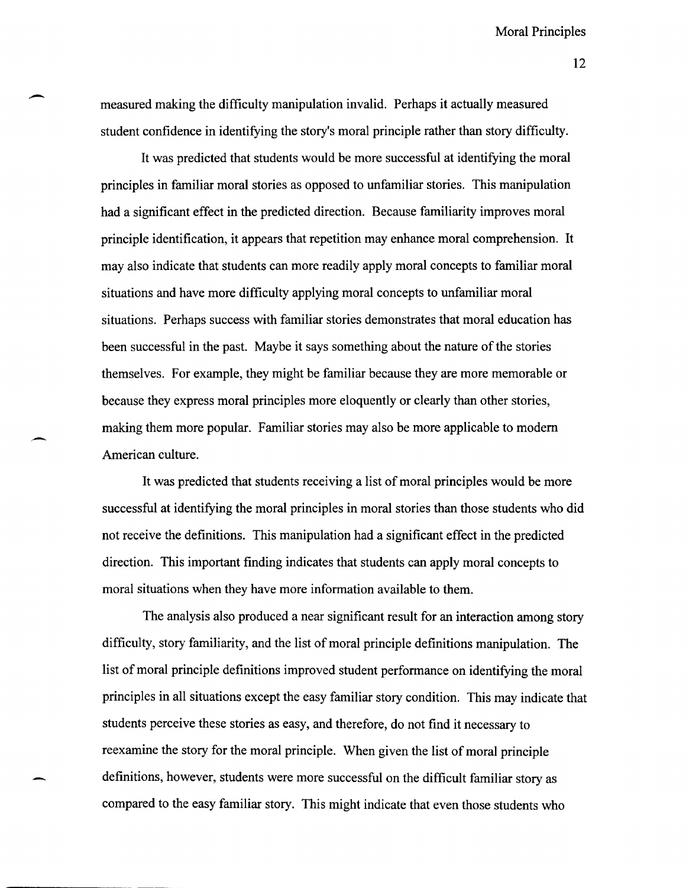measured making the difficulty manipulation invalid. Perhaps it actually measured student confidence in identifying the story's moral principle rather than story difficulty.

It was predicted that students would be more successful at identifying the moral principles in familiar moral stories as opposed to unfamiliar stories. This manipulation had a significant effect in the predicted direction. Because familiarity improves moral principle identification, it appears that repetition may enhance moral comprehension. It may also indicate that students can more readily apply moral concepts to familiar moral situations and have more difficulty applying moral concepts to unfamiliar moral situations. Perhaps success with familiar stories demonstrates that moral education has been successful in the past. Maybe it says something about the nature of the stories themselves. For example, they might be familiar because they are more memorable or because they express moral principles more eloquently or clearly than other stories, making them more popular. Familiar stories may also be more applicable to modern American culture.

It was predicted that students receiving a list of moral principles would be more successful at identifying the moral principles in moral stories than those students who did not receive the definitions. This manipulation had a significant effect in the predicted direction. This important finding indicates that students can apply moral concepts to moral situations when they have more information available to them.

The analysis also produced a near significant result for an interaction among story difficulty, story familiarity, and the list of moral principle definitions manipulation. The list of moral principle definitions improved student performance on identifying the moral principles in all situations except the easy familiar story condition. This may indicate that students perceive these stories as easy, and therefore, do not find it necessary to reexamine the story for the moral principle. When given the list of moral principle definitions, however, students were more successful on the difficult familiar story as compared to the easy familiar story. This might indicate that even those students who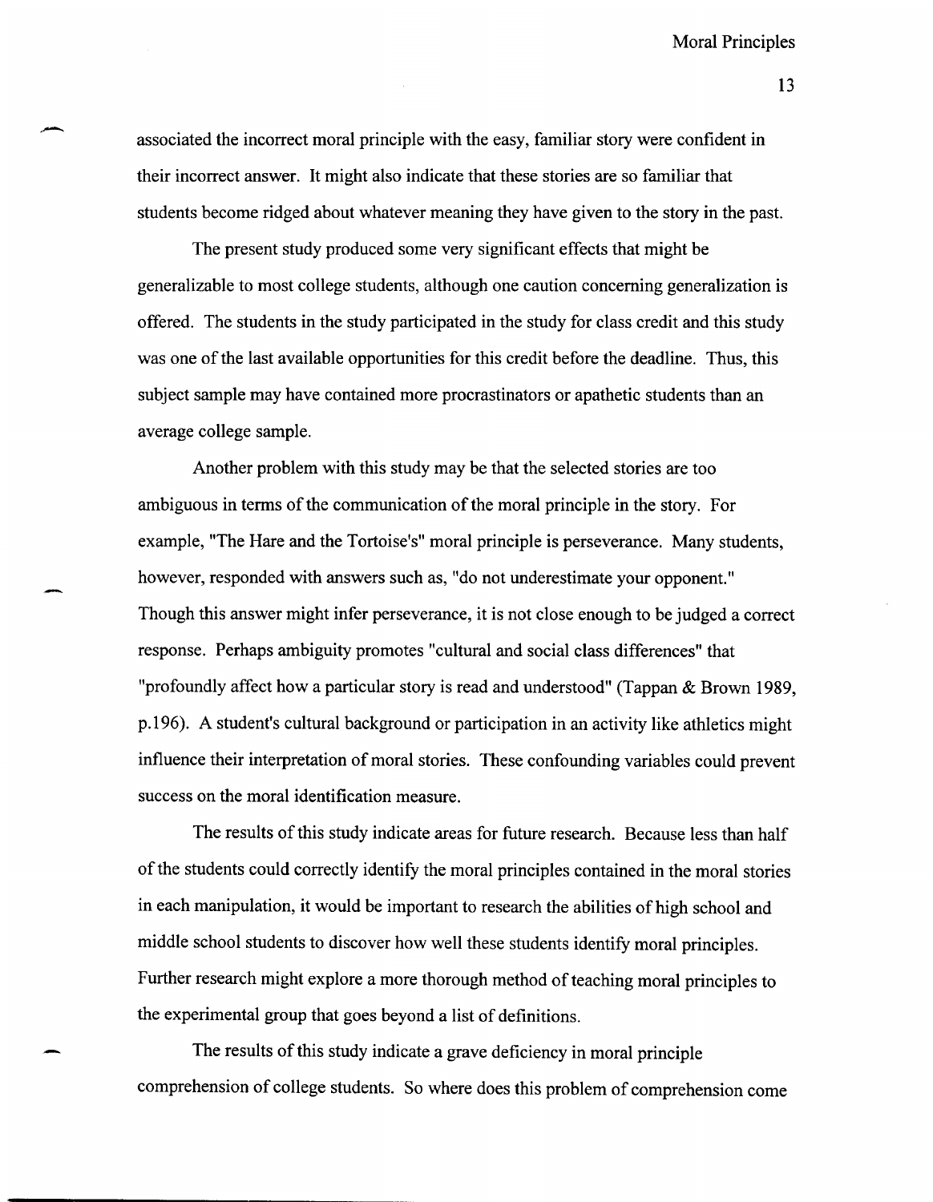associated the incorrect moral principle with the easy, familiar story were confident in their incorrect answer. It might also indicate that these stories are so familiar that students become ridged about whatever meaning they have given to the story in the past.

The present study produced some very significant effects that might be generalizable to most college students, although one caution concerning generalization is offered. The students in the study participated in the study for class credit and this study was one of the last available opportunities for this credit before the deadline. Thus, this subject sample may have contained more procrastinators or apathetic students than an average college sample.

Another problem with this study may be that the selected stories are too ambiguous in terms of the communication of the moral principle in the story. For example, "The Hare and the Tortoise's" moral principle is perseverance. Many students, however, responded with answers such as, "do not underestimate your opponent." Though this answer might infer perseverance, it is not close enough to be judged a correct response. Perhaps ambiguity promotes "cultural and social class differences" that "profoundly affect how a particular story is read and understood" (Tappan & Brown 1989, p.196). A student's cultural background or participation in an activity like athletics might influence their interpretation of moral stories. These confounding variables could prevent success on the moral identification measure.

The results of this study indicate areas for future research. Because less than half of the students could correctly identify the moral principles contained in the moral stories in each manipulation, it would be important to research the abilities of high school and middle school students to discover how well these students identify moral principles. Further research might explore a more thorough method of teaching moral principles to the experimental group that goes beyond a list of definitions.

The results of this study indicate a grave deficiency in moral principle comprehension of college students. So where does this problem of comprehension come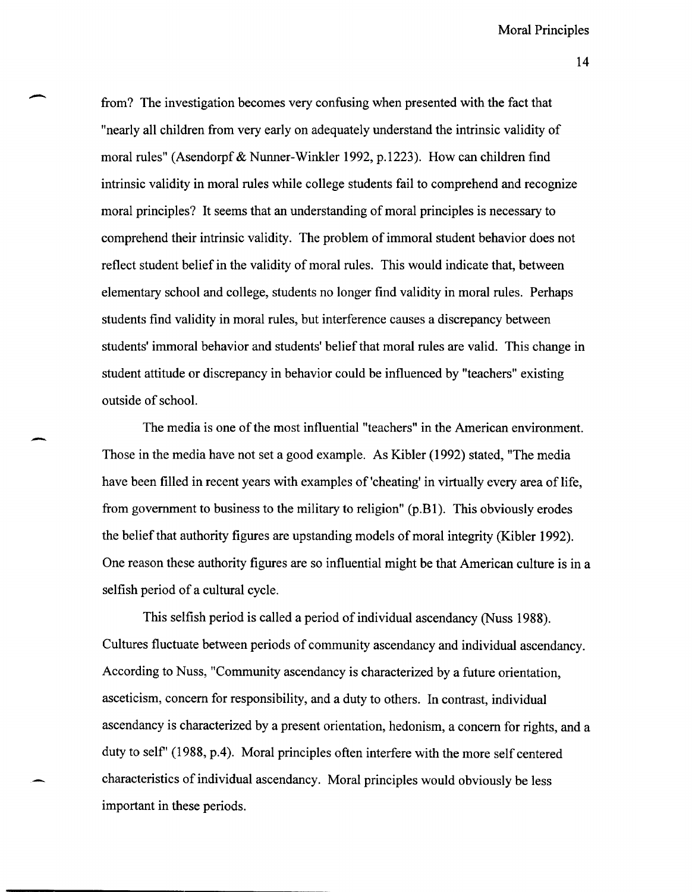from? The investigation becomes very confusing when presented with the fact that "nearly all children from very early on adequately understand the intrinsic validity of moral rules" (Asendorpf & Nunner-Winkler 1992, p.1223). How can children find intrinsic validity in moral rules while college students fail to comprehend and recognize moral principles? It seems that an understanding of moral principles is necessary to comprehend their intrinsic validity. The problem of immoral student behavior does not reflect student belief in the validity of moral rules. This would indicate that, between elementary school and college, students no longer find validity in moral rules. Perhaps students find validity in moral rules, but interference causes a discrepancy between students' immoral behavior and students' belief that moral rules are valid. This change in student attitude or discrepancy in behavior could be influenced by "teachers" existing outside of school.

The media is one of the most influential "teachers" in the American environment. Those in the media have not set a good example. As Kibler (1992) stated, "The media have been filled in recent years with examples of 'cheating' in virtually every area of life, from government to business to the military to religion" (p.B1). This obviously erodes the belief that authority figures are upstanding models of moral integrity (Kibler 1992). One reason these authority figures are so influential might be that American culture is in a selfish period of a cultural cycle.

This selfish period is called a period of individual ascendancy (Nuss 1988). Cultures fluctuate between periods of community ascendancy and individual ascendancy. According to Nuss, "Community ascendancy is characterized by a future orientation, asceticism, concern for responsibility, and a duty to others. In contrast, individual ascendancy is characterized by a present orientation, hedonism, a concern for rights, and a duty to self" (1988, p.4). Moral principles often interfere with the more self centered characteristics of individual ascendancy. Moral principles would obviously be less important in these periods.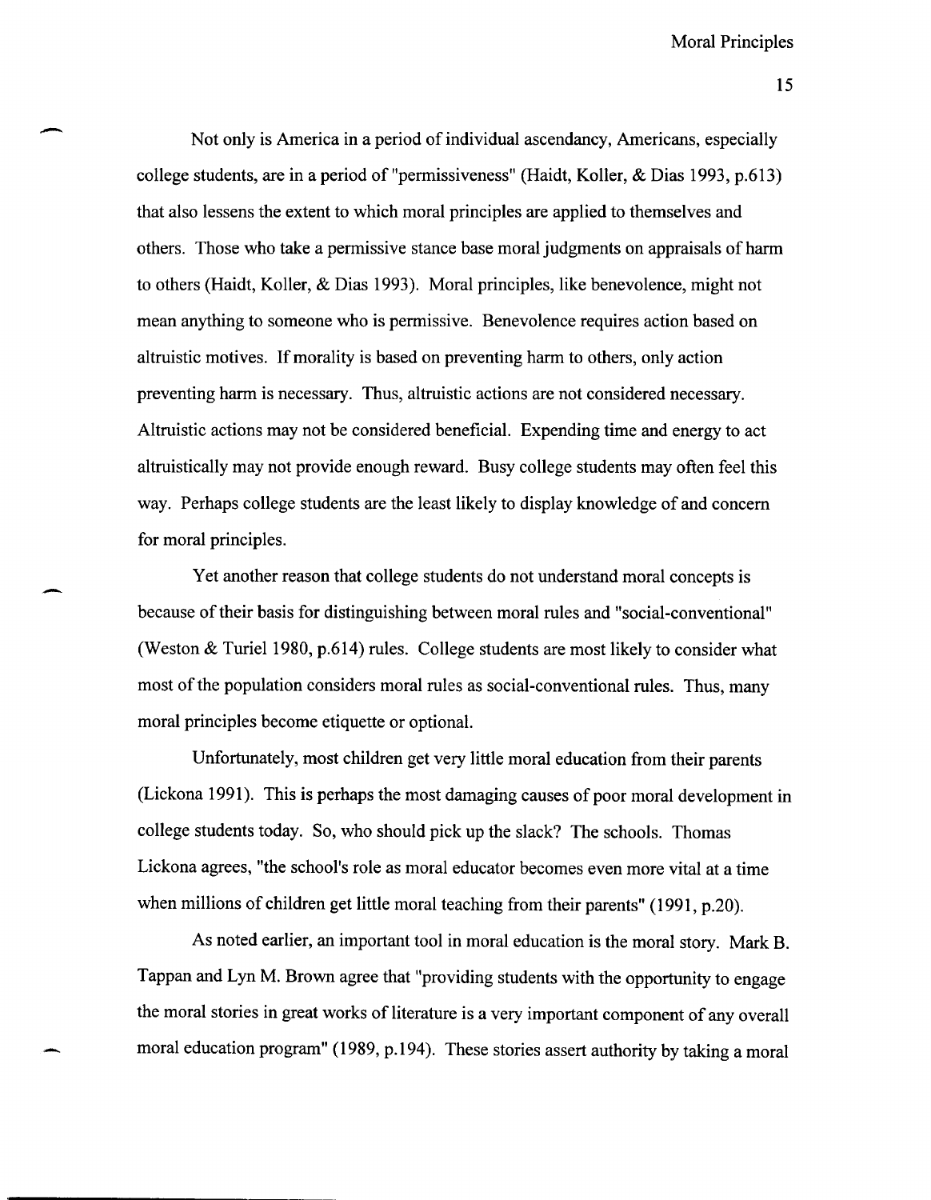Not only is America in a period of individual ascendancy, Americans, especially college students, are in a period of "permissiveness" (Haidt, Koller, & Dias 1993, p.613) that also lessens the extent to which moral principles are applied to themselves and others. Those who take a permissive stance base moral judgments on appraisals of harm to others (Haidt, Koller, & Dias 1993). Moral principles, like benevolence, might not mean anything to someone who is permissive. Benevolence requires action based on altruistic motives. If morality is based on preventing harm to others, only action preventing harm is necessary. Thus, altruistic actions are not considered necessary. Altruistic actions may not be considered beneficial. Expending time and energy to act altruistically may not provide enough reward. Busy college students may often feel this way. Perhaps college students are the least likely to display knowledge of and concern for moral principles.

Yet another reason that college students do not understand moral concepts is because of their basis for distinguishing between moral rules and "social-conventional" (Weston & Turiel 1980, p.614) rules. College students are most likely to consider what most of the population considers moral rules as social-conventional rules. Thus, many moral principles become etiquette or optional.

Unfortunately, most children get very little moral education from their parents (Lickona 1991). This is perhaps the most damaging causes of poor moral development in college students today. So, who should pick up the slack? The schools. Thomas Lickona agrees, "the school's role as moral educator becomes even more vital at a time when millions of children get little moral teaching from their parents" (1991, p.20).

As noted earlier, an important tool in moral education is the moral story. Mark B. Tappan and Lyn M. Brown agree that "providing students with the opportunity to engage the moral stories in great works of literature is a very important component of any overall moral education program" (1989, p.194). These stories assert authority by taking a moral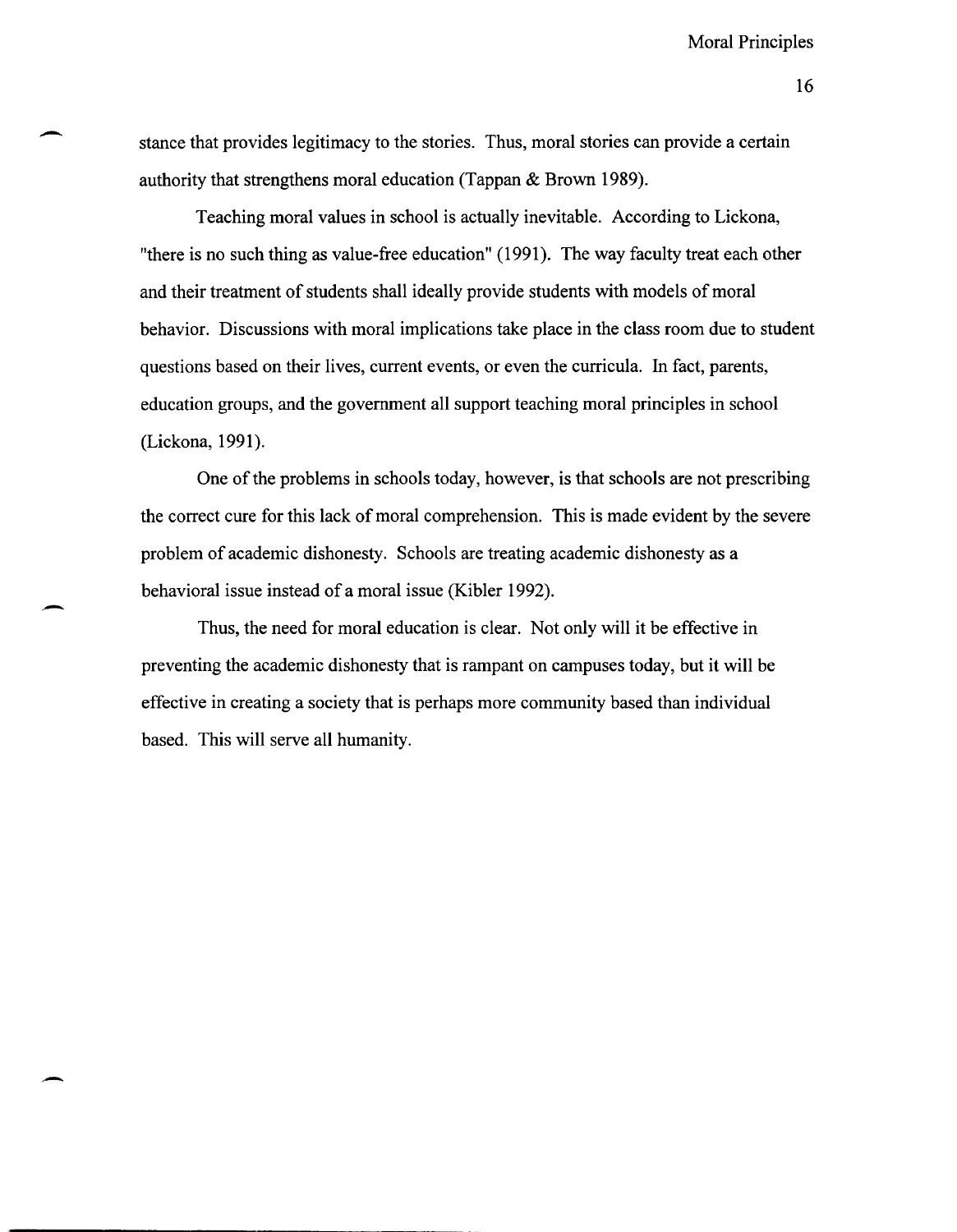stance that provides legitimacy to the stories. Thus, moral stories can provide a certain authority that strengthens moral education (Tappan & Brown 1989).

Teaching moral values in school is actually inevitable. According to Lickona, "there is no such thing as value-free education" (1991). The way faculty treat each other and their treatment of students shall ideally provide students with models of moral behavior. Discussions with moral implications take place in the class room due to student questions based on their lives, current events, or even the curricula. In fact, parents, education groups, and the government all support teaching moral principles in school (Lickona, 1991).

One of the problems in schools today, however, is that schools are not prescribing the correct cure for this lack of moral comprehension. This is made evident by the severe problem of academic dishonesty. Schools are treating academic dishonesty as a behavioral issue instead of a moral issue (Kibler 1992).

Thus, the need for moral education is clear. Not only will it be effective in preventing the academic dishonesty that is rampant on campuses today, but it will be effective in creating a society that is perhaps more community based than individual based. This will serve all humanity.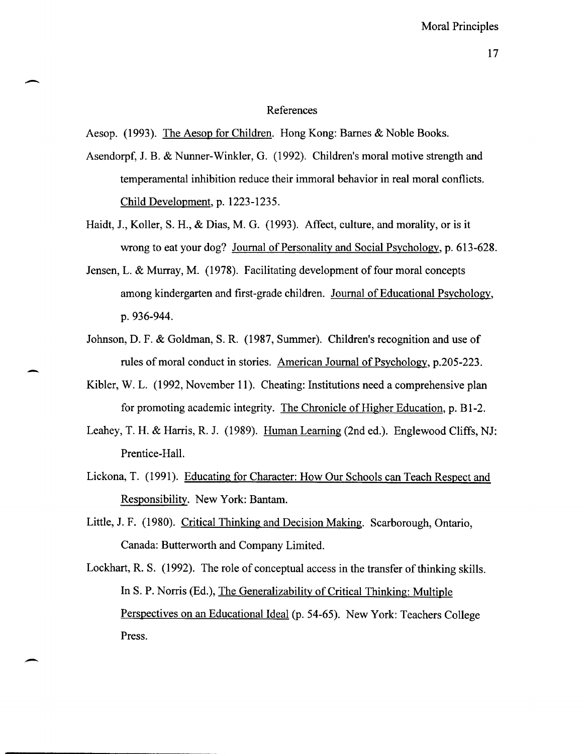## References

Aesop. (1993). The Aesop for Children. Hong Kong: Barnes & Noble Books.

Asendorpf, J. B. & Nunner-Winkler, G. (1992). Children's moral motive strength and temperamental inhibition reduce their immoral behavior in real moral conflicts. Child Development, p. 1223-1235.

Haidt, J., Koller, S. H., & Dias, M. G. (1993). Affect, culture, and morality, or is it wrong to eat your dog? Journal of Personality and Social Psychology, p. 613-628.

Jensen, L. & Murray, M. (1978). Facilitating development of four moral concepts among kindergarten and first-grade children. Journal of Educational Psychology, p. 936-944.

Johnson, D. F. & Goldman, S. R. (1987, Summer). Children's recognition and use of rules of moral conduct in stories. American Journal of Psychology, p.205-223.

Kibler, W. L. (1992, November 11). Cheating: Institutions need a comprehensive plan for promoting academic integrity. The Chronicle of Higher Education, p. B1-2.

Leahey, T. H. & Harris, R. J. (1989). Human Learning (2nd ed.). Englewood Cliffs, NJ: Prentice-Hall.

Lickona, T. (1991). Educating for Character: How Our Schools can Teach Respect and Responsibility. New York: Bantam.

Little, J. F. (1980). Critical Thinking and Decision Making. Scarborough, Ontario, Canada: Butterworth and Company Limited.

Lockhart, R. S. (1992). The role of conceptual access in the transfer of thinking skills. In S. P. Norris (Ed.), The Generalizability of Critical Thinking: Multiple Perspectives on an Educational Ideal (p. 54-65). New York: Teachers College Press.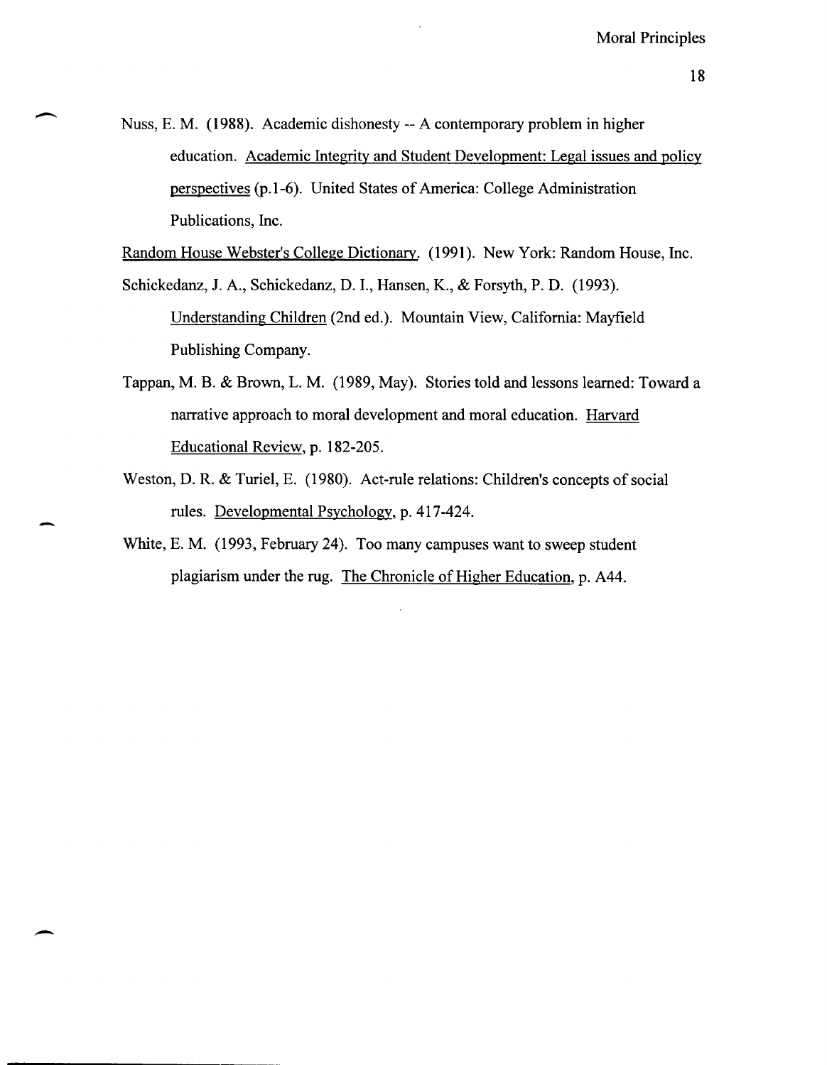Nuss, E. M. (1988). Academic dishonesty -- A contemporary problem in higher education. Academic Integrity and Student Development: Legal issues and policy perspectives (p.1-6). United States of America: College Administration Publications, Inc.

Random House Webster's College Dictionary. (1991). New York: Random House, Inc.

Schickedanz, J. A., Schickedanz, D. I., Hansen, K., & Forsyth, P. D. (1993). Understanding Children (2nd ed.). Mountain View, California: Mayfield Publishing Company.

Tappan, M. B. & Brown, L. M. (1989, May). Stories told and lessons learned: Toward a narrative approach to moral development and moral education. Harvard Educational Review, p. 182-205.

Weston, D. R. & Turiel, E. (1980). Act-rule relations: Children's concepts of social rules. Developmental Psychology, p. 417-424.

White, E. M. (1993, February 24). Too many campuses want to sweep student plagiarism under the rug. The Chronicle of Higher Education, p. A44.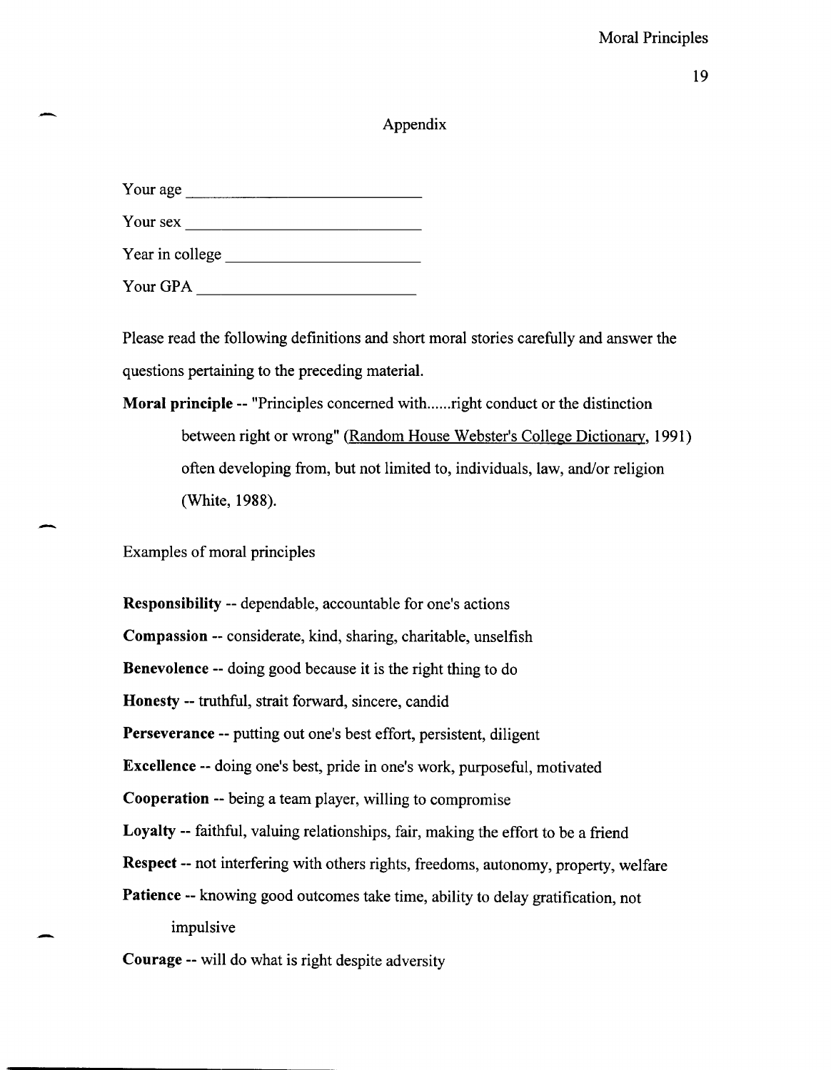## Appendix

Your age ___________________________

Your sex ___________________________

Year in college _____________________

Your GPA __________________________

Please read the following definitions and short moral stories carefully and answer the questions pertaining to the preceding material.

**Moral principle** -- "Principles concerned with......right conduct or the distinction between right or wrong" (Random House Webster's College Dictionary, 1991) often developing from, but not limited to, individuals, law, and/or religion (White, 1988).

Examples of moral principles

**Responsibility** -- dependable, accountable for one's actions

**Compassion** -- considerate, kind, sharing, charitable, unselfish

**Benevolence** -- doing good because it is the right thing to do

**Honesty** -- truthful, strait forward, sincere, candid

**Perseverance** -- putting out one's best effort, persistent, diligent

**Excellence** -- doing one's best, pride in one's work, purposeful, motivated

**Cooperation** -- being a team player, willing to compromise

**Loyalty** -- faithful, valuing relationships, fair, making the effort to be a friend

**Respect** -- not interfering with others rights, freedoms, autonomy, property, welfare

**Patience** -- knowing good outcomes take time, ability to delay gratification, not impulsive

**Courage** -- will do what is right despite adversity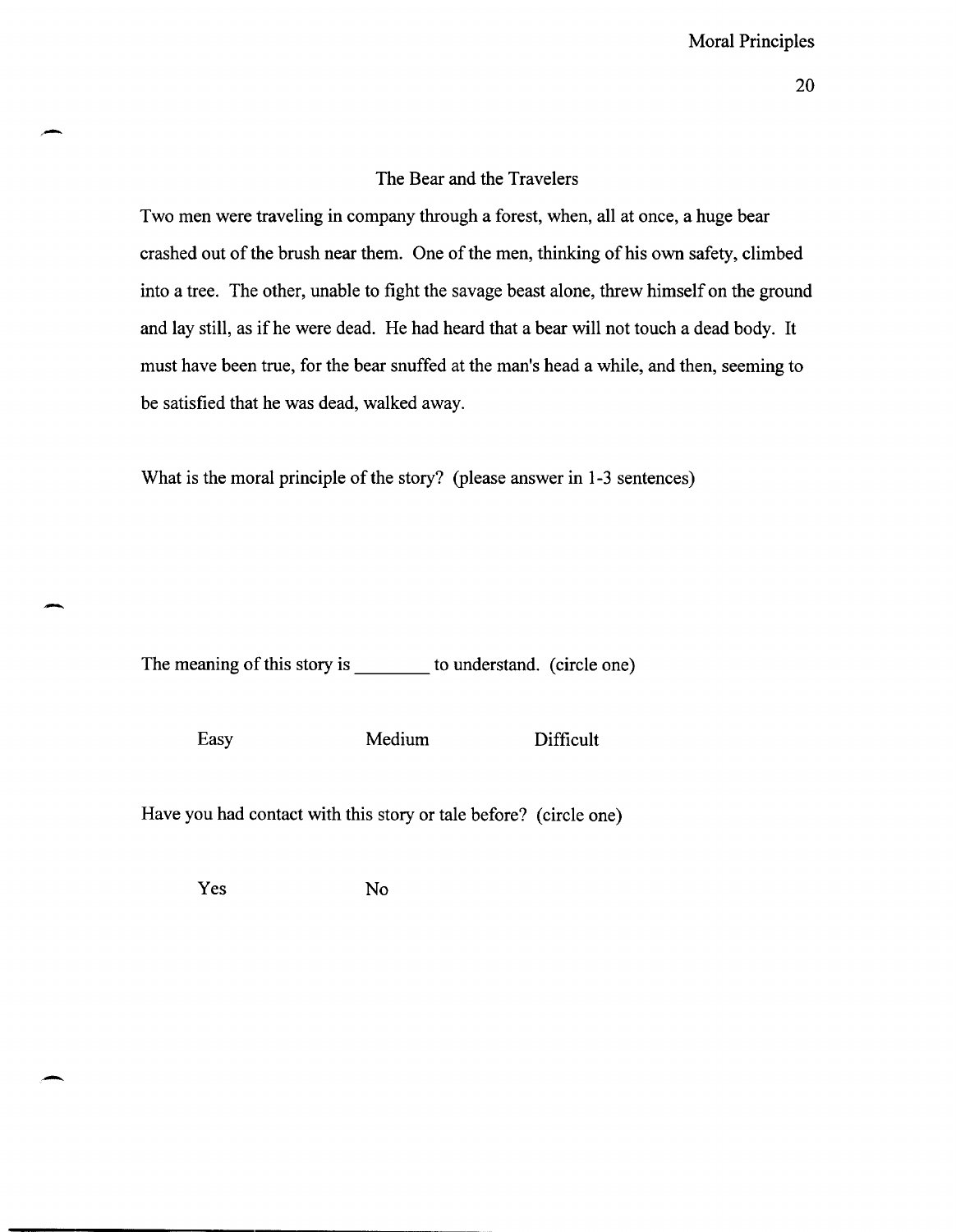## The Bear and the Travelers

Two men were traveling in company through a forest, when, all at once, a huge bear crashed out of the brush near them. One of the men, thinking of his own safety, climbed into a tree. The other, unable to fight the savage beast alone, threw himself on the ground and lay still, as if he were dead. He had heard that a bear will not touch a dead body. It must have been true, for the bear snuffed at the man's head a while, and then, seeming to be satisfied that he was dead, walked away.

What is the moral principle of the story? (please answer in 1-3 sentences)

The meaning of this story is ________ to understand. (circle one)

Easy Medium Difficult

Have you had contact with this story or tale before? (circle one)

Yes No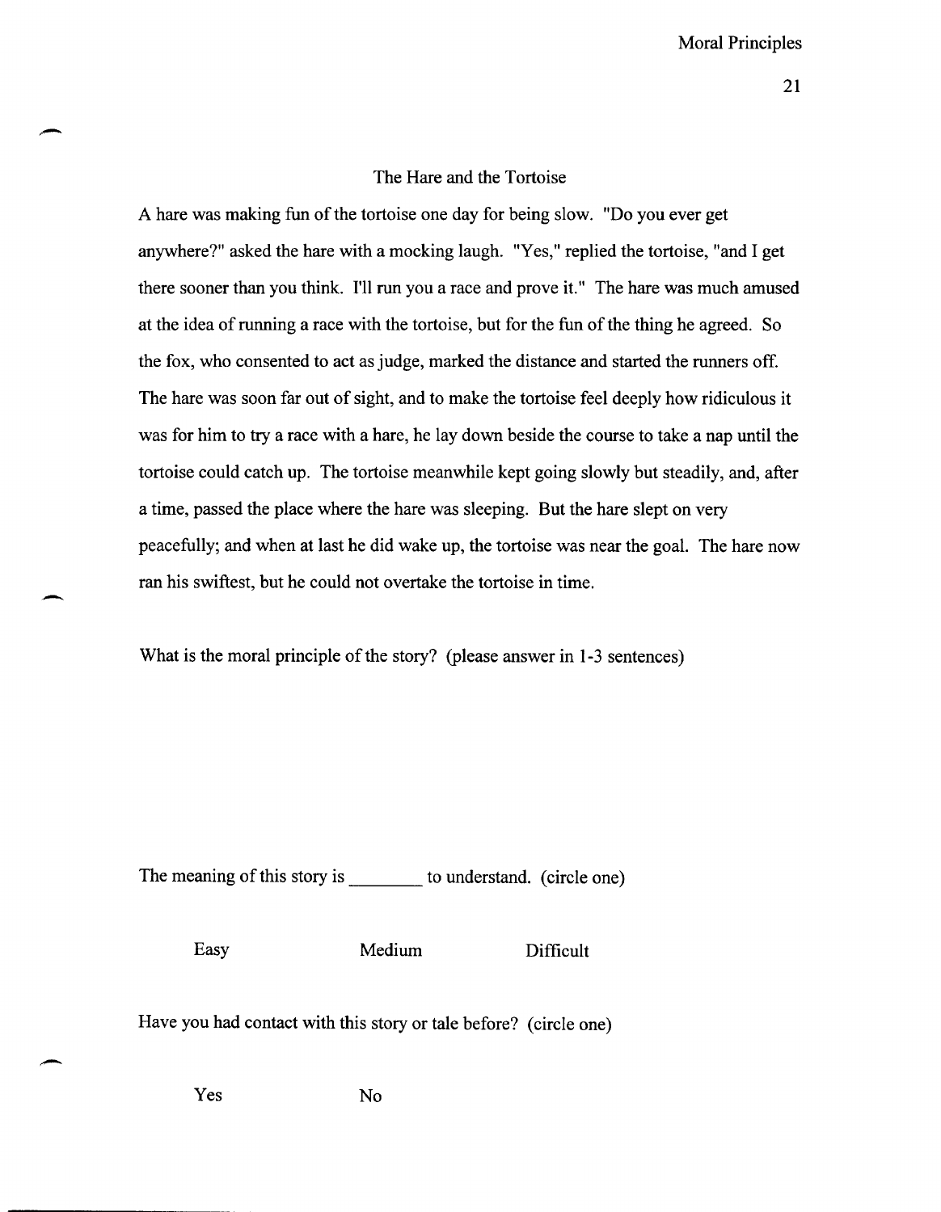## The Hare and the Tortoise

A hare was making fun of the tortoise one day for being slow. "Do you ever get anywhere?" asked the hare with a mocking laugh. "Yes," replied the tortoise, "and I get there sooner than you think. I'll run you a race and prove it." The hare was much amused at the idea of running a race with the tortoise, but for the fun of the thing he agreed. So the fox, who consented to act as judge, marked the distance and started the runners off. The hare was soon far out of sight, and to make the tortoise feel deeply how ridiculous it was for him to try a race with a hare, he lay down beside the course to take a nap until the tortoise could catch up. The tortoise meanwhile kept going slowly but steadily, and, after a time, passed the place where the hare was sleeping. But the hare slept on very peacefully; and when at last he did wake up, the tortoise was near the goal. The hare now ran his swiftest, but he could not overtake the tortoise in time.

What is the moral principle of the story? (please answer in 1-3 sentences)

The meaning of this story is ________ to understand. (circle one)

Easy Medium Difficult

Have you had contact with this story or tale before? (circle one)

Yes No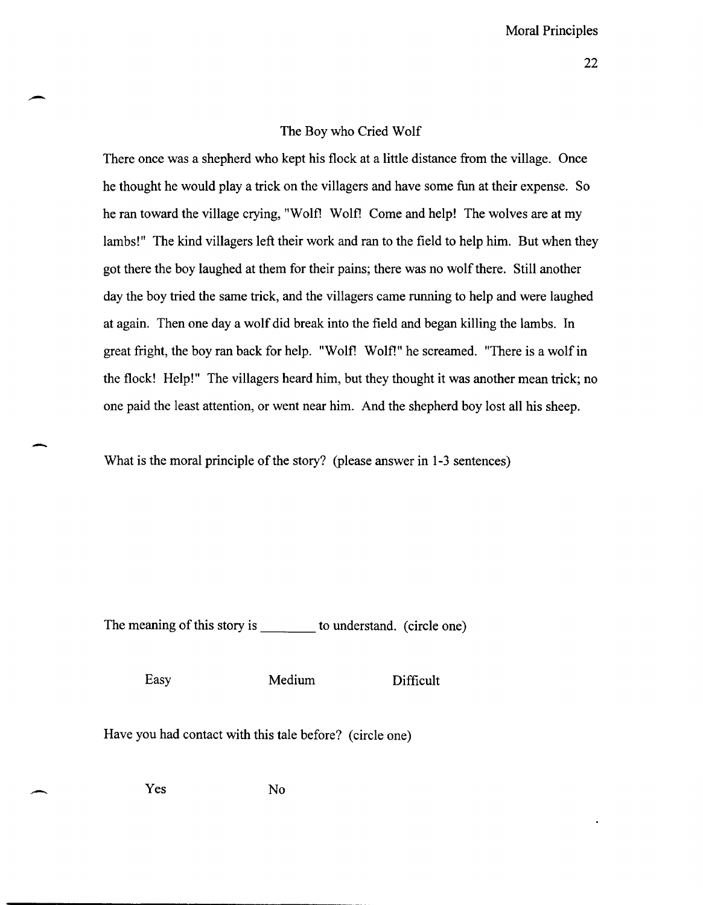## The Boy who Cried Wolf

There once was a shepherd who kept his flock at a little distance from the village. Once he thought he would play a trick on the villagers and have some fun at their expense. So he ran toward the village crying, "Wolf! Wolf! Come and help! The wolves are at my lambs!" The kind villagers left their work and ran to the field to help him. But when they got there the boy laughed at them for their pains; there was no wolf there. Still another day the boy tried the same trick, and the villagers came running to help and were laughed at again. Then one day a wolf did break into the field and began killing the lambs. In great fright, the boy ran back for help. "Wolf! Wolf!" he screamed. "There is a wolf in the flock! Help!" The villagers heard him, but they thought it was another mean trick; no one paid the least attention, or went near him. And the shepherd boy lost all his sheep.

What is the moral principle of the story? (please answer in 1-3 sentences)

The meaning of this story is ________ to understand. (circle one)

Easy Medium Difficult

Have you had contact with this tale before? (circle one)

Yes No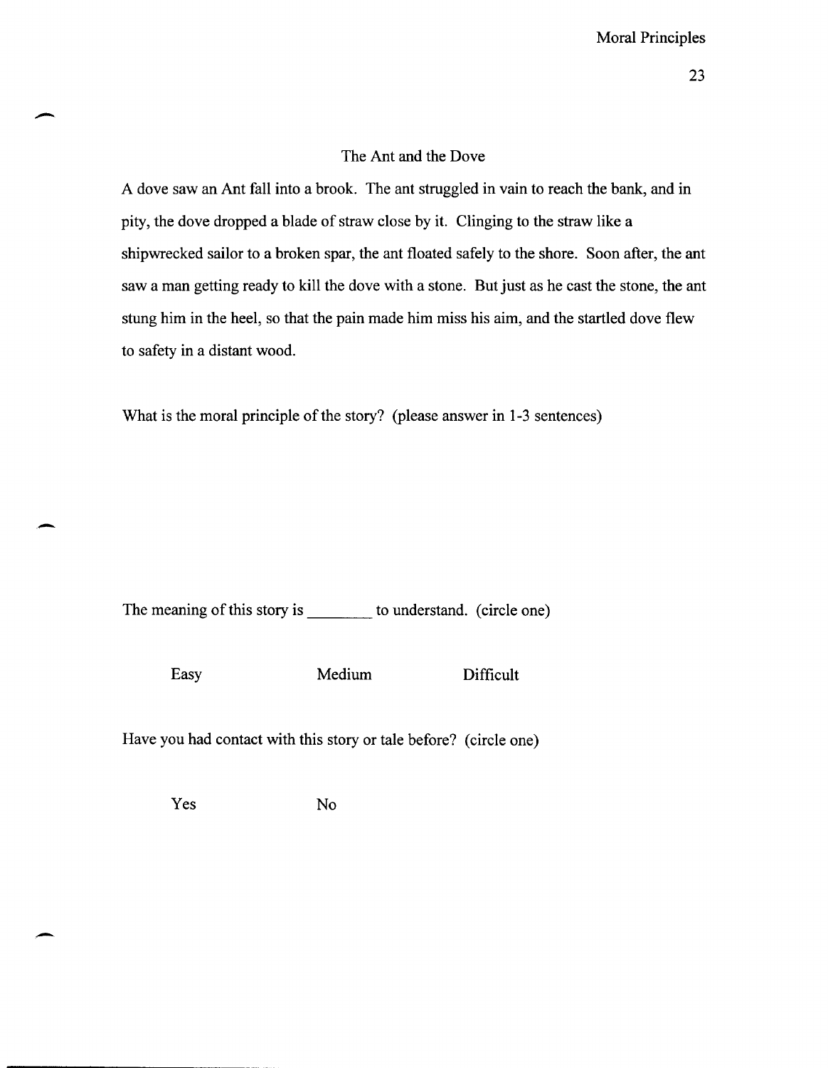## The Ant and the Dove

A dove saw an Ant fall into a brook. The ant struggled in vain to reach the bank, and in pity, the dove dropped a blade of straw close by it. Clinging to the straw like a shipwrecked sailor to a broken spar, the ant floated safely to the shore. Soon after, the ant saw a man getting ready to kill the dove with a stone. But just as he cast the stone, the ant stung him in the heel, so that the pain made him miss his aim, and the startled dove flew to safety in a distant wood.

What is the moral principle of the story? (please answer in 1-3 sentences)

The meaning of this story is ________ to understand. (circle one)

Easy Medium Difficult

Have you had contact with this story or tale before? (circle one)

Yes No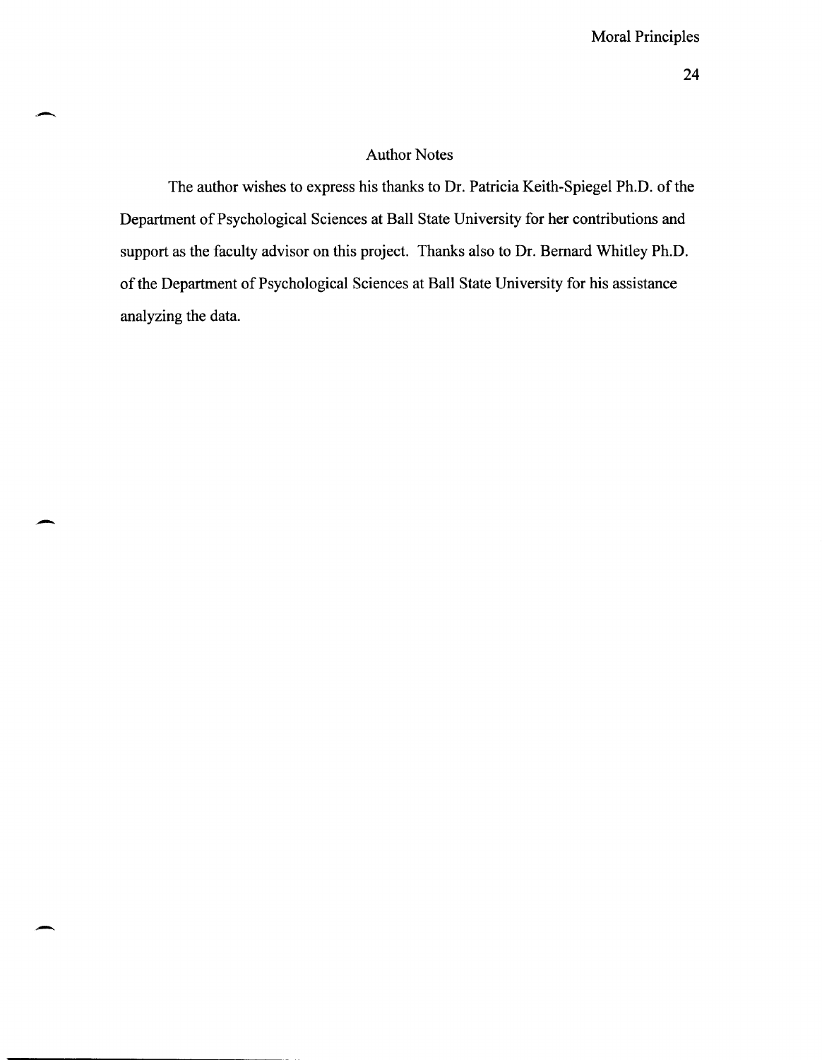## Author Notes

The author wishes to express his thanks to Dr. Patricia Keith-Spiegel Ph.D. of the Department of Psychological Sciences at Ball State University for her contributions and support as the faculty advisor on this project. Thanks also to Dr. Bernard Whitley Ph.D. of the Department of Psychological Sciences at Ball State University for his assistance analyzing the data.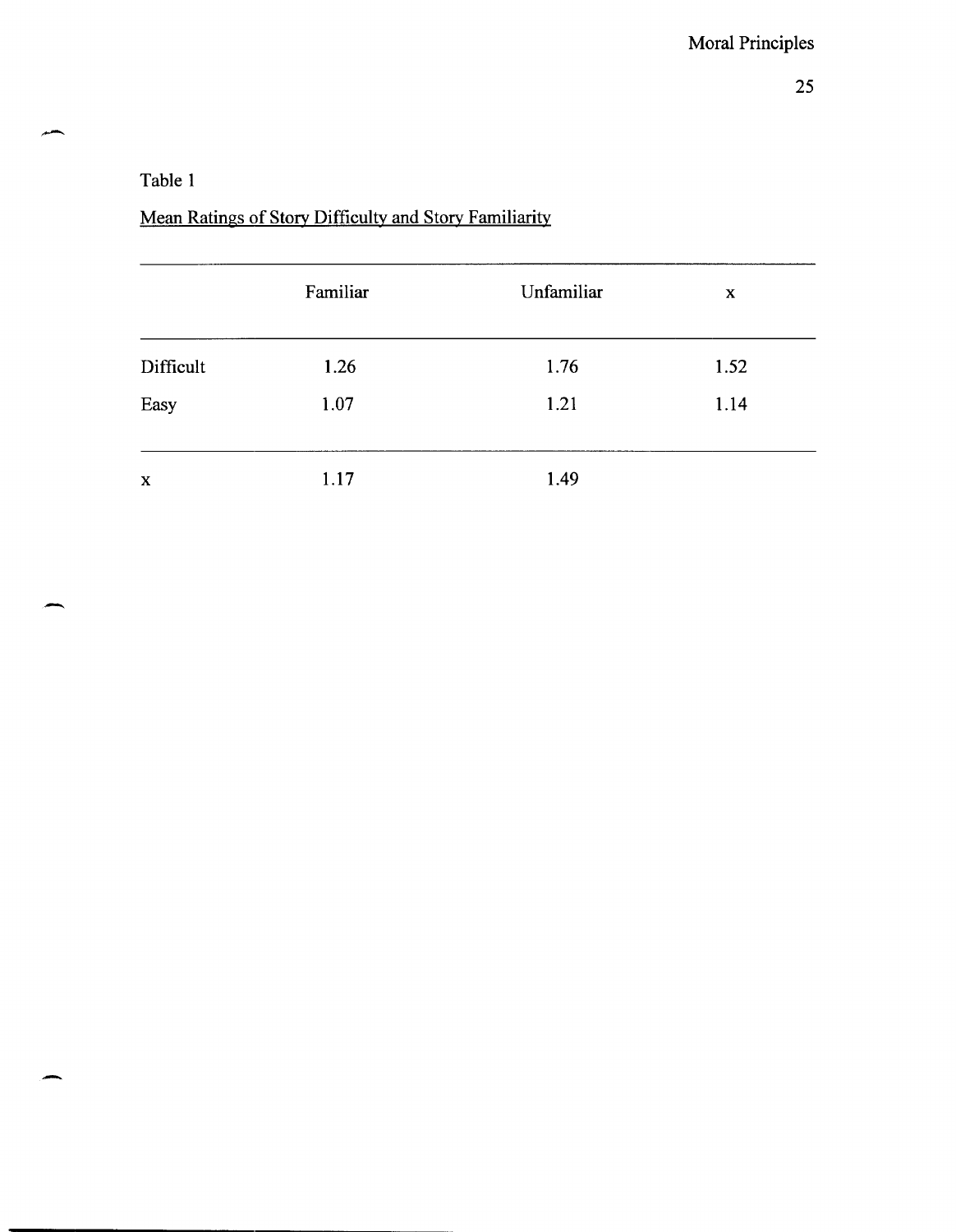Table 1

Mean Ratings of Story Difficulty and Story Familiarity

| | Familiar | Unfamiliar | x |
|---|---|---|---|
| Difficult | 1.26 | 1.76 | 1.52 |
| Easy | 1.07 | 1.21 | 1.14 |
| x | 1.17 | 1.49 | |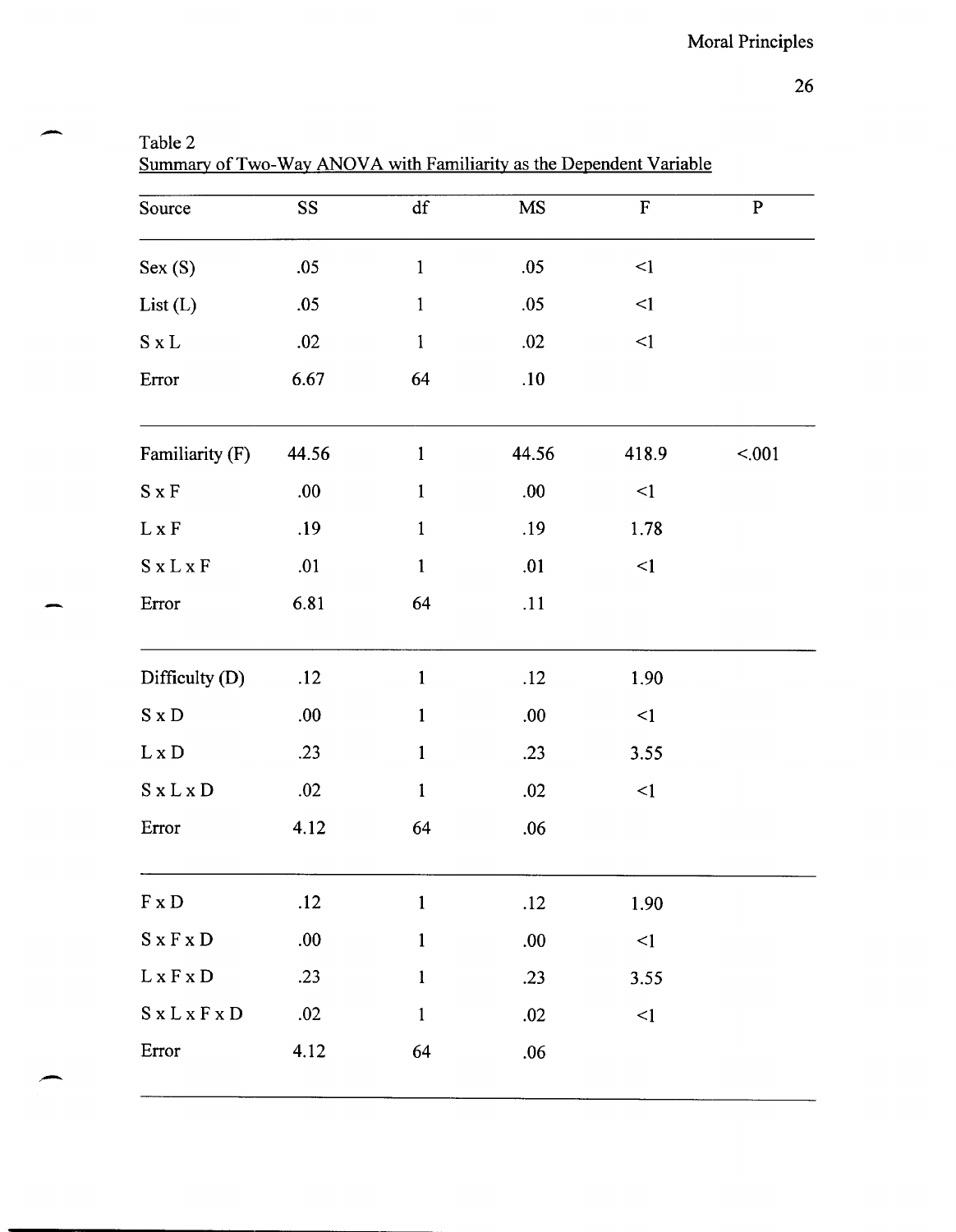Table 2
Summary of Two-Way ANOVA with Familiarity as the Dependent Variable

| Source | SS | df | MS | F | P |
|---|---|---|---|---|---|
| Sex (S) | .05 | 1 | .05 | <1 | |
| List (L) | .05 | 1 | .05 | <1 | |
| S x L | .02 | 1 | .02 | <1 | |
| Error | 6.67 | 64 | .10 | | |
| Familiarity (F) | 44.56 | 1 | 44.56 | 418.9 | <.001 |
| S x F | .00 | 1 | .00 | <1 | |
| L x F | .19 | 1 | .19 | 1.78 | |
| S x L x F | .01 | 1 | .01 | <1 | |
| Error | 6.81 | 64 | .11 | | |
| Difficulty (D) | .12 | 1 | .12 | 1.90 | |
| S x D | .00 | 1 | .00 | <1 | |
| L x D | .23 | 1 | .23 | 3.55 | |
| S x L x D | .02 | 1 | .02 | <1 | |
| Error | 4.12 | 64 | .06 | | |
| F x D | .12 | 1 | .12 | 1.90 | |
| S x F x D | .00 | 1 | .00 | <1 | |
| L x F x D | .23 | 1 | .23 | 3.55 | |
| S x L x F x D | .02 | 1 | .02 | <1 | |
| Error | 4.12 | 64 | .06 | | |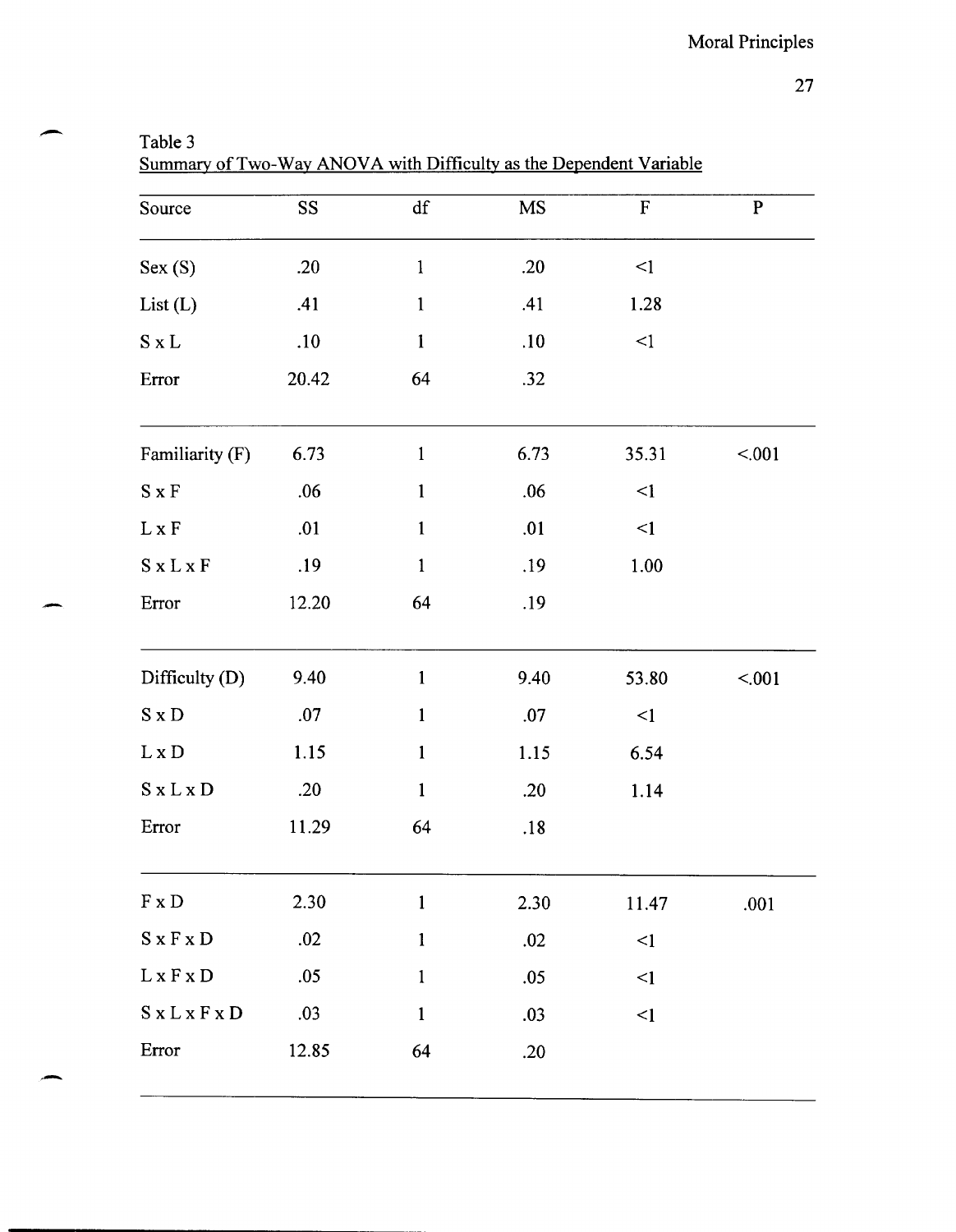Table 3

Summary of Two-Way ANOVA with Difficulty as the Dependent Variable

| Source | SS | df | MS | F | P |
|---|---|---|---|---|---|
| Sex (S) | .20 | 1 | .20 | <1 | |
| List (L) | .41 | 1 | .41 | 1.28 | |
| S x L | .10 | 1 | .10 | <1 | |
| Error | 20.42 | 64 | .32 | | |
| Familiarity (F) | 6.73 | 1 | 6.73 | 35.31 | <.001 |
| S x F | .06 | 1 | .06 | <1 | |
| L x F | .01 | 1 | .01 | <1 | |
| S x L x F | .19 | 1 | .19 | 1.00 | |
| Error | 12.20 | 64 | .19 | | |
| Difficulty (D) | 9.40 | 1 | 9.40 | 53.80 | <.001 |
| S x D | .07 | 1 | .07 | <1 | |
| L x D | 1.15 | 1 | 1.15 | 6.54 | |
| S x L x D | .20 | 1 | .20 | 1.14 | |
| Error | 11.29 | 64 | .18 | | |
| F x D | 2.30 | 1 | 2.30 | 11.47 | .001 |
| S x F x D | .02 | 1 | .02 | <1 | |
| L x F x D | .05 | 1 | .05 | <1 | |
| S x L x F x D | .03 | 1 | .03 | <1 | |
| Error | 12.85 | 64 | .20 | | |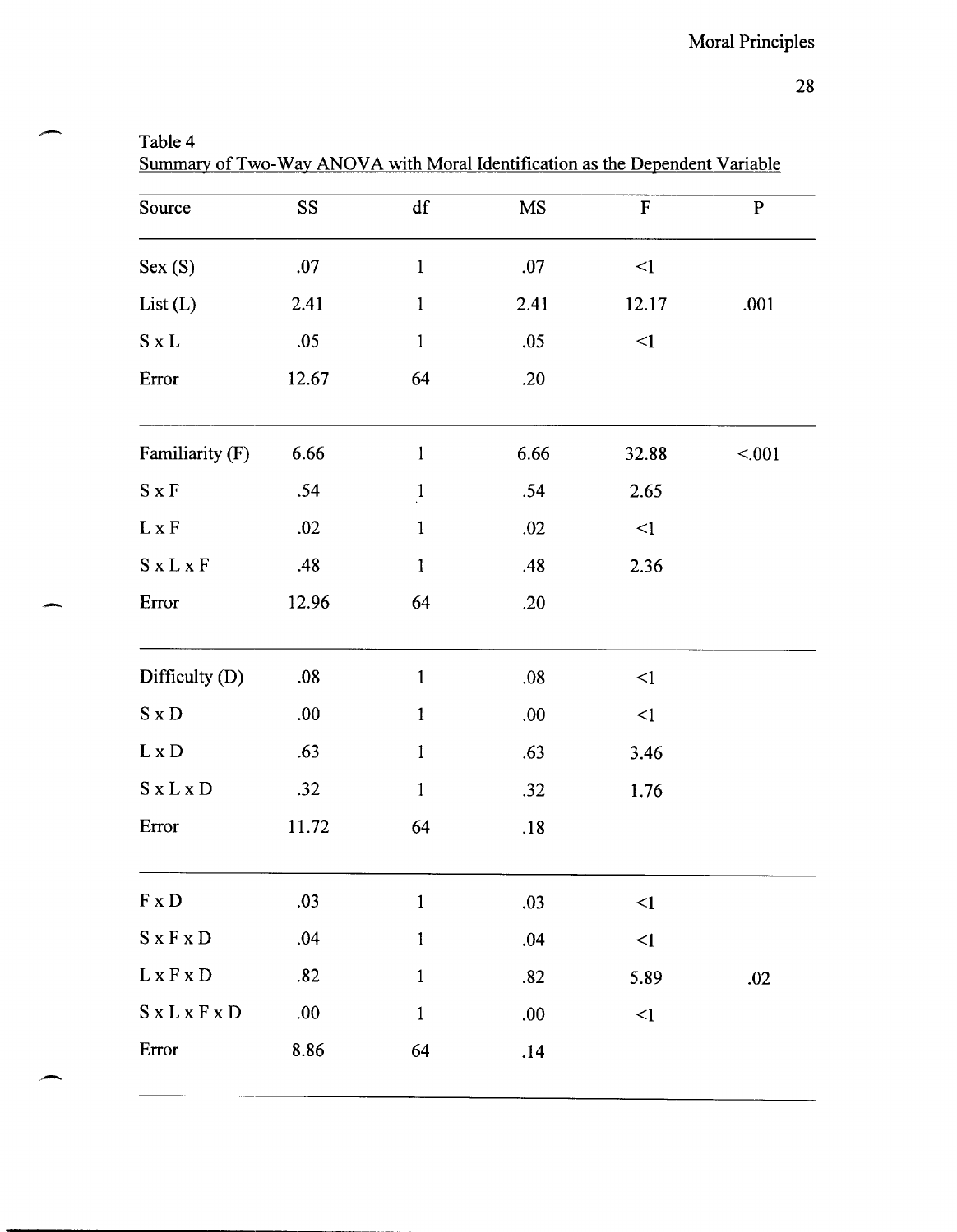Table 4

Summary of Two-Way ANOVA with Moral Identification as the Dependent Variable

| Source | SS | df | MS | F | P |
|---|---|---|---|---|---|
| Sex (S) | .07 | 1 | .07 | <1 | |
| List (L) | 2.41 | 1 | 2.41 | 12.17 | .001 |
| S x L | .05 | 1 | .05 | <1 | |
| Error | 12.67 | 64 | .20 | | |
| Familiarity (F) | 6.66 | 1 | 6.66 | 32.88 | <.001 |
| S x F | .54 | 1 | .54 | 2.65 | |
| L x F | .02 | 1 | .02 | <1 | |
| S x L x F | .48 | 1 | .48 | 2.36 | |
| Error | 12.96 | 64 | .20 | | |
| Difficulty (D) | .08 | 1 | .08 | <1 | |
| S x D | .00 | 1 | .00 | <1 | |
| L x D | .63 | 1 | .63 | 3.46 | |
| S x L x D | .32 | 1 | .32 | 1.76 | |
| Error | 11.72 | 64 | .18 | | |
| F x D | .03 | 1 | .03 | <1 | |
| S x F x D | .04 | 1 | .04 | <1 | |
| L x F x D | .82 | 1 | .82 | 5.89 | .02 |
| S x L x F x D | .00 | 1 | .00 | <1 | |
| Error | 8.86 | 64 | .14 | | |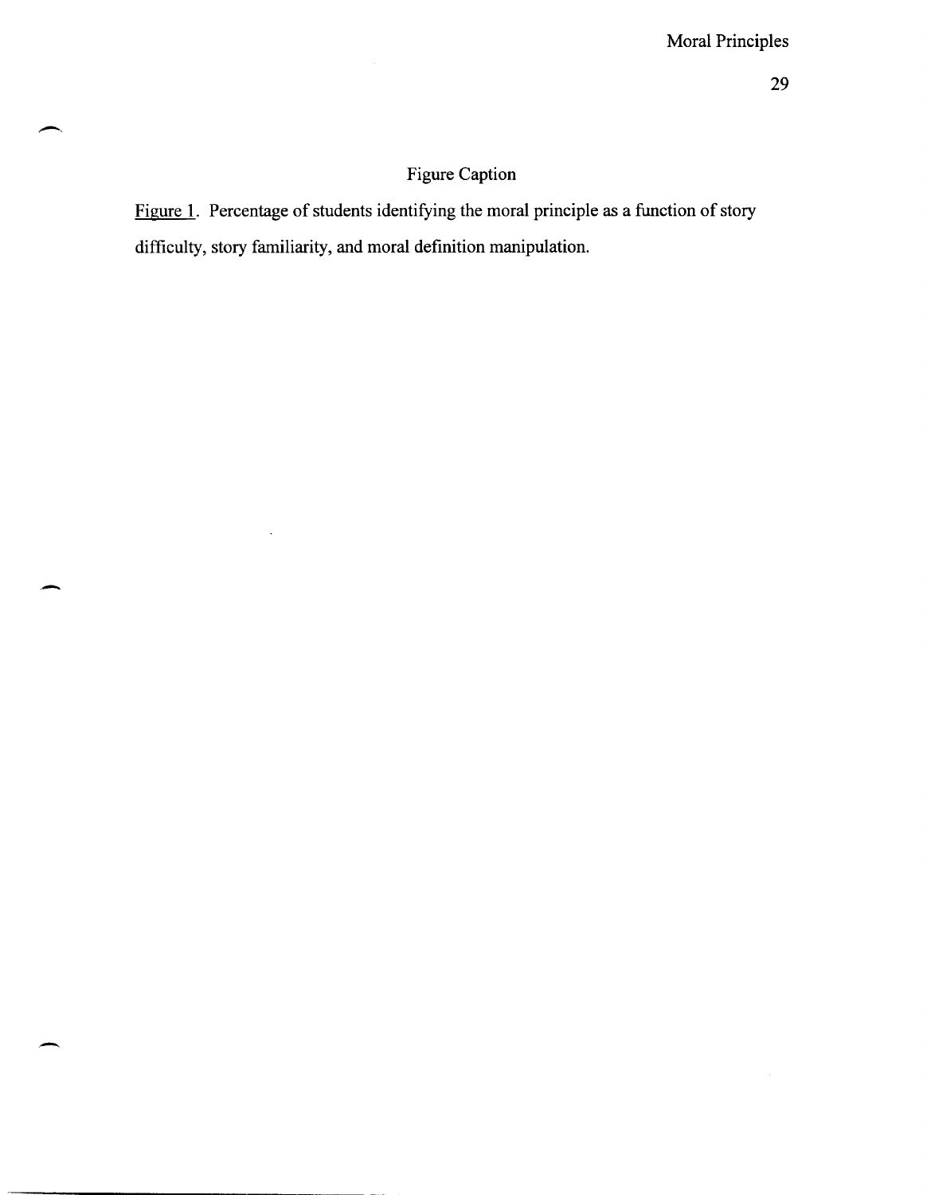# Figure Caption

Figure 1. Percentage of students identifying the moral principle as a function of story difficulty, story familiarity, and moral definition manipulation.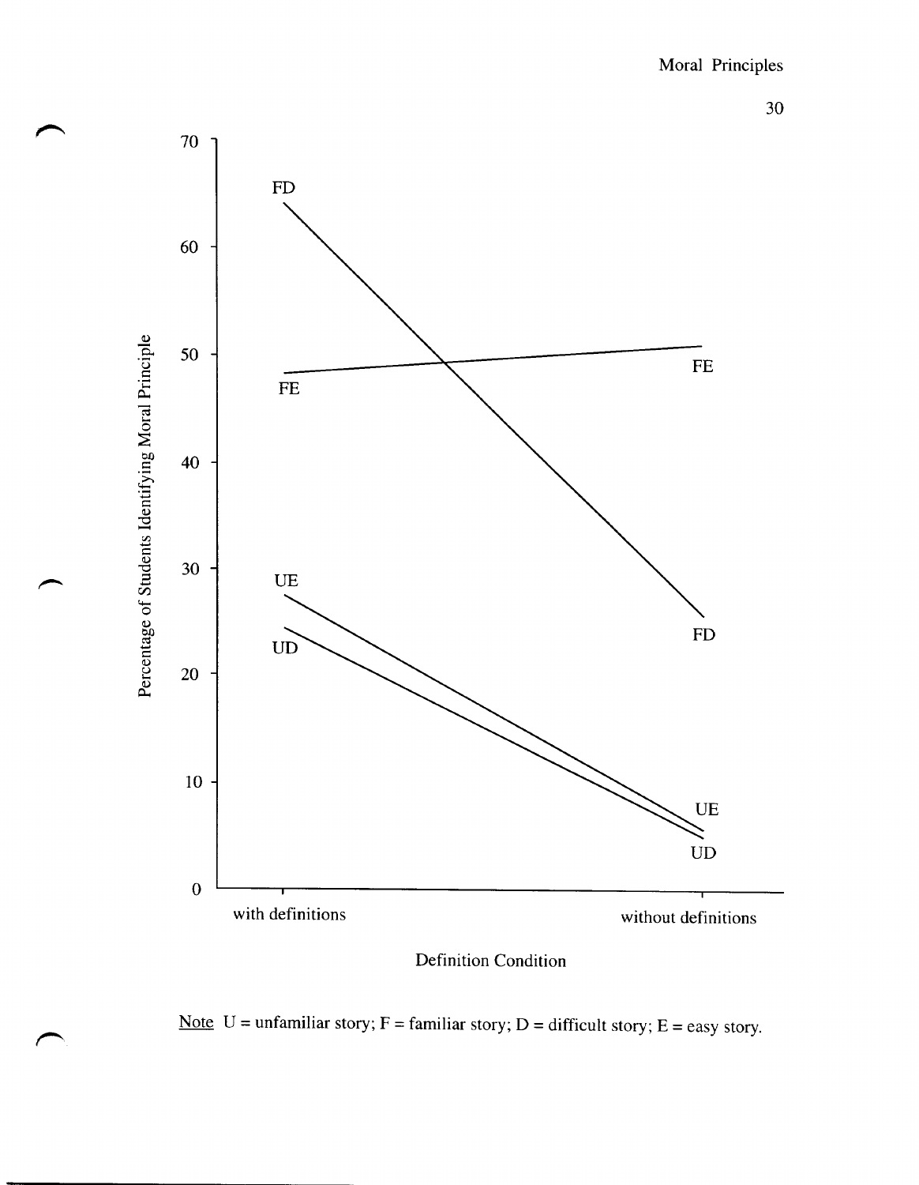70

60

50

40

30

20

10

0

Percentage of Students Identifying Moral Principle

FD

FE

FE

UE

UD

FD

UE

UD

with definitions

without definitions

Definition Condition

Note U = unfamiliar story; F = familiar story; D = difficult story; E = easy story.